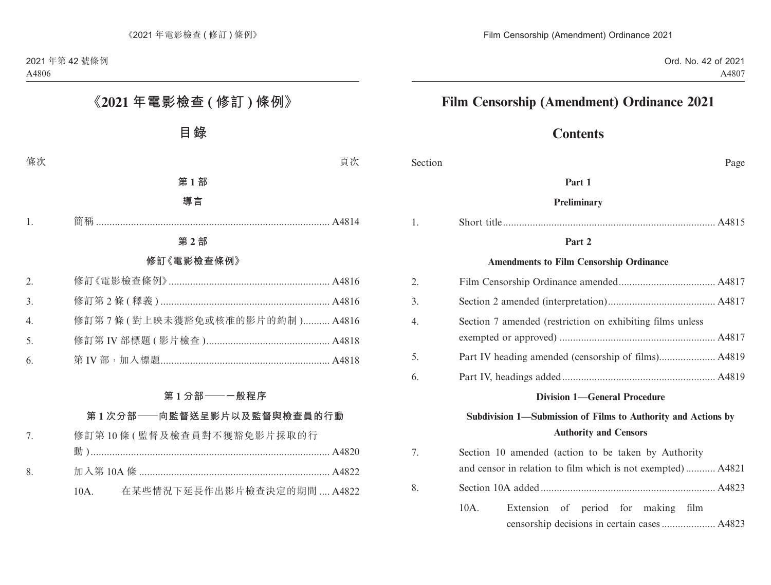# 《2021 年電影檢查 ( 修訂 ) 條例》

## 目錄

| 條次 | | 頁次 |
|---|---|---|

### 第 1 部

### 導言

| | | |
|---|---|---|
| 1. | 簡稱 | A4814 |

### 第 2 部

### 修訂《電影檢查條例》

| | | |
|---|---|---|
| 2. | 修訂《電影檢查條例》 | A4816 |
| 3. | 修訂第 2 條 ( 釋義 ) | A4816 |
| 4. | 修訂第 7 條 ( 對上映未獲豁免或核准的影片的約制 ) | A4816 |
| 5. | 修訂第 IV 部標題 ( 影片檢查 ) | A4818 |
| 6. | 第 IV 部，加入標題 | A4818 |

### 第 1 分部——一般程序

### 第 1 次分部——向監督送呈影片以及監督與檢查員的行動

| | | |
|---|---|---|
| 7. | 修訂第 10 條 ( 監督及檢查員對不獲豁免影片採取的行動 ) | A4820 |
| 8. | 加入第 10A 條 | A4822 |
| | 10A. 在某些情況下延長作出影片檢查決定的期間 | A4822 |

# Film Censorship (Amendment) Ordinance 2021

## Contents

| Section | | Page |
|---|---|---|

### Part 1

### Preliminary

| | | |
|---|---|---|
| 1. | Short title | A4815 |

### Part 2

### Amendments to Film Censorship Ordinance

| | | |
|---|---|---|
| 2. | Film Censorship Ordinance amended | A4817 |
| 3. | Section 2 amended (interpretation) | A4817 |
| 4. | Section 7 amended (restriction on exhibiting films unless exempted or approved) | A4817 |
| 5. | Part IV heading amended (censorship of films) | A4819 |
| 6. | Part IV, headings added | A4819 |

### Division 1—General Procedure

### Subdivision 1—Submission of Films to Authority and Actions by Authority and Censors

| | | |
|---|---|---|
| 7. | Section 10 amended (action to be taken by Authority and censor in relation to film which is not exempted) | A4821 |
| 8. | Section 10A added | A4823 |
| | 10A. Extension of period for making film censorship decisions in certain cases | A4823 |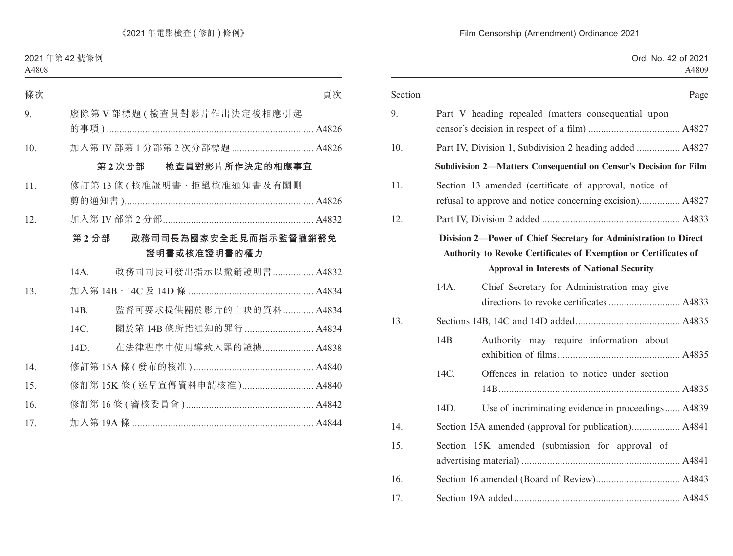| 條次 | | 頁次 |
|---|---|---|
| 9. | 廢除第 V 部標題 (檢查員對影片作出決定後相應引起的事項) | A4826 |
| 10. | 加入第 IV 部第 1 分部第 2 次分部標題 | A4826 |
| | **第 2 次分部——檢查員對影片所作決定的相應事宜** | |
| 11. | 修訂第 13 條 (核准證明書、拒絕核准通知書及有關刪剪的通知書) | A4826 |
| 12. | 加入第 IV 部第 2 分部 | A4832 |
| | **第 2 分部——政務司司長為國家安全起見而指示監督撤銷豁免證明書或核准證明書的權力** | |
| | 14A. 政務司司長可發出指示以撤銷證明書 | A4832 |
| 13. | 加入第 14B、14C 及 14D 條 | A4834 |
| | 14B. 監督可要求提供關於影片的上映的資料 | A4834 |
| | 14C. 關於第 14B 條所指通知的罪行 | A4834 |
| | 14D. 在法律程序中使用導致入罪的證據 | A4838 |
| 14. | 修訂第 15A 條 (發布的核准) | A4840 |
| 15. | 修訂第 15K 條 (送呈宣傳資料申請核准) | A4840 |
| 16. | 修訂第 16 條 (審核委員會) | A4842 |
| 17. | 加入第 19A 條 | A4844 |

| Section | | Page |
|---|---|---|
| 9. | Part V heading repealed (matters consequential upon censor's decision in respect of a film) | A4827 |
| 10. | Part IV, Division 1, Subdivision 2 heading added | A4827 |
| | **Subdivision 2—Matters Consequential on Censor's Decision for Film** | |
| 11. | Section 13 amended (certificate of approval, notice of refusal to approve and notice concerning excision) | A4827 |
| 12. | Part IV, Division 2 added | A4833 |
| | **Division 2—Power of Chief Secretary for Administration to Direct Authority to Revoke Certificates of Exemption or Certificates of Approval in Interests of National Security** | |
| | 14A. Chief Secretary for Administration may give directions to revoke certificates | A4833 |
| 13. | Sections 14B, 14C and 14D added | A4835 |
| | 14B. Authority may require information about exhibition of films | A4835 |
| | 14C. Offences in relation to notice under section 14B | A4835 |
| | 14D. Use of incriminating evidence in proceedings | A4839 |
| 14. | Section 15A amended (approval for publication) | A4841 |
| 15. | Section 15K amended (submission for approval of advertising material) | A4841 |
| 16. | Section 16 amended (Board of Review) | A4843 |
| 17. | Section 19A added | A4845 |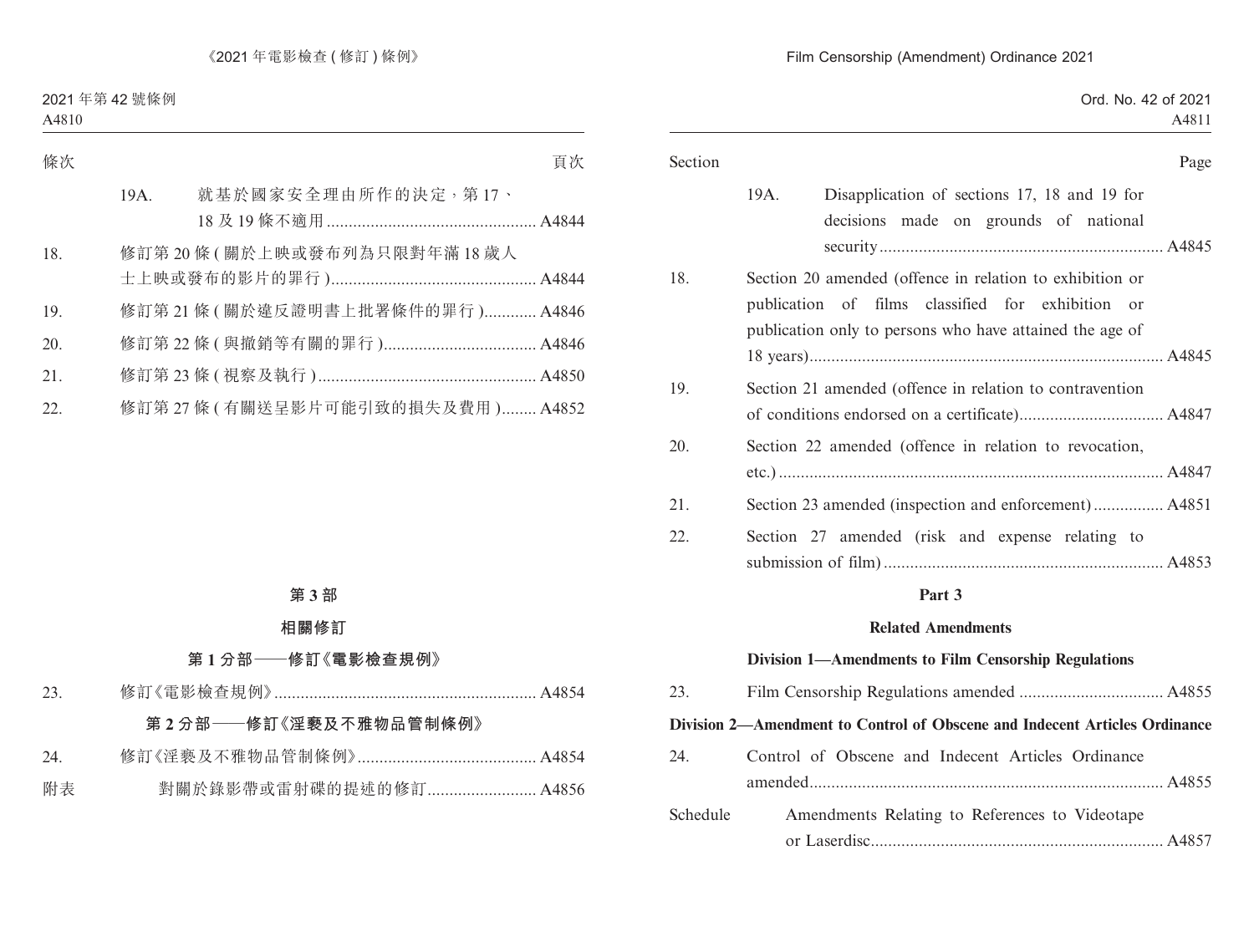| 條次 | | 頁次 |
|---|---|---|
| | 19A. 就基於國家安全理由所作的決定，第17、18及19條不適用 | A4844 |
| 18. | 修訂第20條(關於上映或發布列為只限對年滿18歲人士上映或發布的影片的罪行) | A4844 |
| 19. | 修訂第21條(關於違反證明書上批署條件的罪行) | A4846 |
| 20. | 修訂第22條(與撤銷等有關的罪行) | A4846 |
| 21. | 修訂第23條(視察及執行) | A4850 |
| 22. | 修訂第27條(有關送呈影片可能引致的損失及費用) | A4852 |

## 第3部

## 相關修訂

### 第1分部——修訂《電影檢查規例》

| | | |
|---|---|---|
| 23. | 修訂《電影檢查規例》 | A4854 |

### 第2分部——修訂《淫褻及不雅物品管制條例》

| | | |
|---|---|---|
| 24. | 修訂《淫褻及不雅物品管制條例》 | A4854 |
| 附表 | 對關於錄影帶或雷射碟的提述的修訂 | A4856 |

| Section | | Page |
|---|---|---|
| | 19A. Disapplication of sections 17, 18 and 19 for decisions made on grounds of national security | A4845 |
| 18. | Section 20 amended (offence in relation to exhibition or publication of films classified for exhibition or publication only to persons who have attained the age of 18 years) | A4845 |
| 19. | Section 21 amended (offence in relation to contravention of conditions endorsed on a certificate) | A4847 |
| 20. | Section 22 amended (offence in relation to revocation, etc.) | A4847 |
| 21. | Section 23 amended (inspection and enforcement) | A4851 |
| 22. | Section 27 amended (risk and expense relating to submission of film) | A4853 |

## Part 3

## Related Amendments

### Division 1—Amendments to Film Censorship Regulations

| | | |
|---|---|---|
| 23. | Film Censorship Regulations amended | A4855 |

### Division 2—Amendment to Control of Obscene and Indecent Articles Ordinance

| | | |
|---|---|---|
| 24. | Control of Obscene and Indecent Articles Ordinance amended | A4855 |
| Schedule | Amendments Relating to References to Videotape or Laserdisc | A4857 |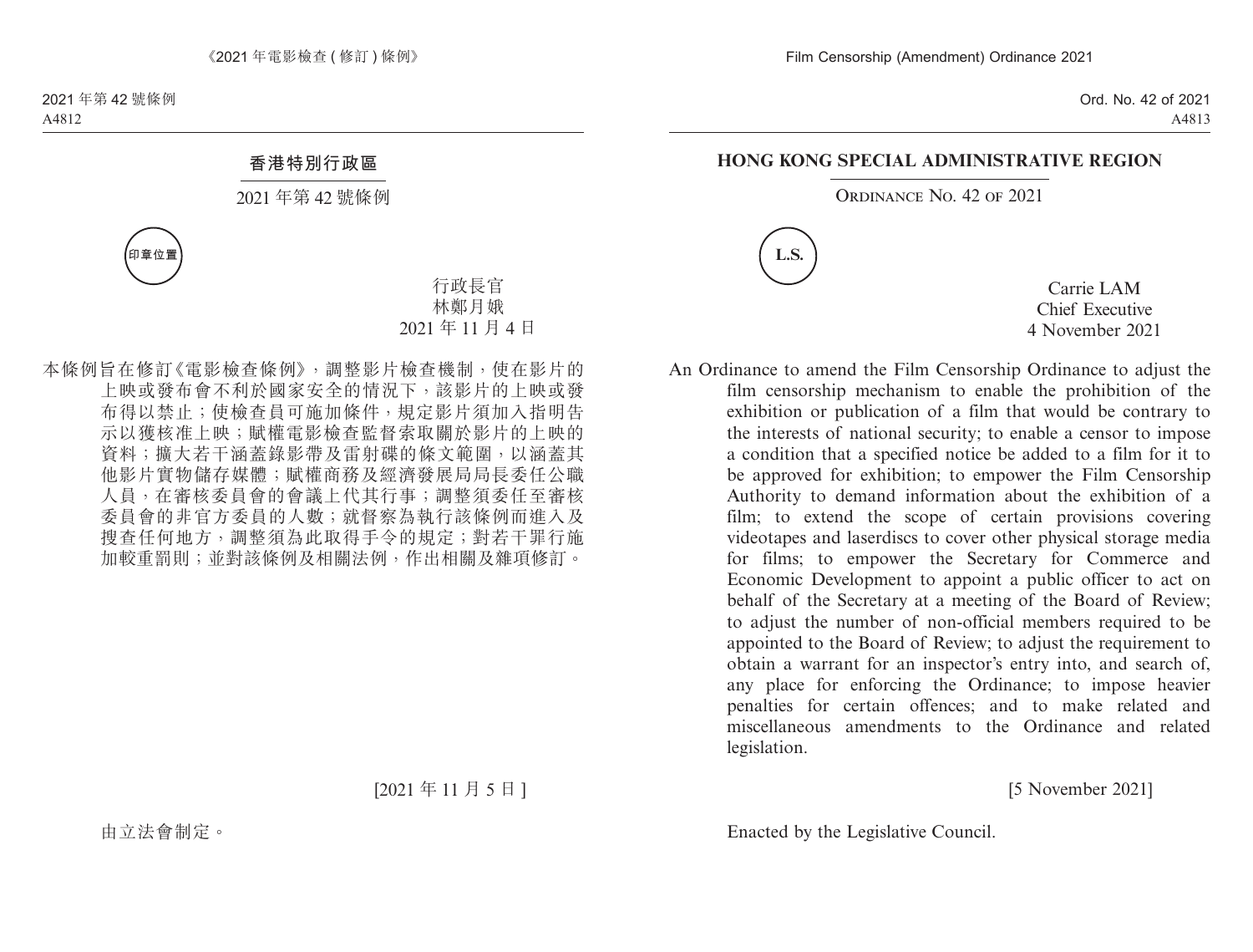# 香港特別行政區

2021 年第 42 號條例

印章位置

行政長官
林鄭月娥
2021 年 11 月 4 日

本條例旨在修訂《電影檢查條例》，調整影片檢查機制，使在影片的上映或發布會不利於國家安全的情況下，該影片的上映或發布得以禁止；使檢查員可施加條件，規定影片須加入指明告示以獲核准上映；賦權電影檢查監督索取關於影片的上映的資料；擴大若干涵蓋錄影帶及雷射碟的條文範圍，以涵蓋其他影片實物儲存媒體；賦權商務及經濟發展局局長委任公職人員，在審核委員會的會議上代其行事；調整須委任至審核委員會的非官方委員的人數；就督察為執行該條例而進入及搜查任何地方，調整須為此取得手令的規定；對若干罪行施加較重罰則；並對該條例及相關法例，作出相關及雜項修訂。

[2021 年 11 月 5 日]

由立法會制定。

# HONG KONG SPECIAL ADMINISTRATIVE REGION

ORDINANCE NO. 42 OF 2021

L.S.

Carrie LAM
Chief Executive
4 November 2021

An Ordinance to amend the Film Censorship Ordinance to adjust the film censorship mechanism to enable the prohibition of the exhibition or publication of a film that would be contrary to the interests of national security; to enable a censor to impose a condition that a specified notice be added to a film for it to be approved for exhibition; to empower the Film Censorship Authority to demand information about the exhibition of a film; to extend the scope of certain provisions covering videotapes and laserdiscs to cover other physical storage media for films; to empower the Secretary for Commerce and Economic Development to appoint a public officer to act on behalf of the Secretary at a meeting of the Board of Review; to adjust the number of non-official members required to be appointed to the Board of Review; to adjust the requirement to obtain a warrant for an inspector's entry into, and search of, any place for enforcing the Ordinance; to impose heavier penalties for certain offences; and to make related and miscellaneous amendments to the Ordinance and related legislation.

[5 November 2021]

Enacted by the Legislative Council.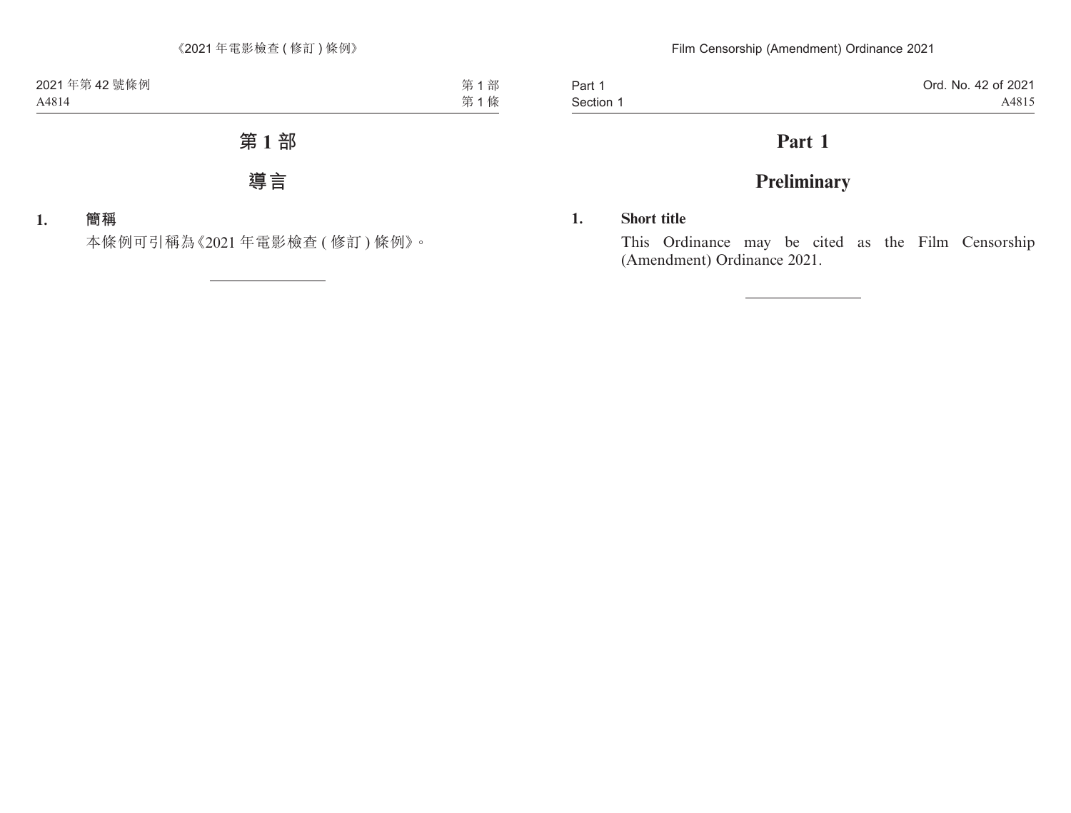# 第 1 部

## 導言

**1. 簡稱**

本條例可引稱為《2021 年電影檢查 ( 修訂 ) 條例》。

# Part 1

## Preliminary

**1. Short title**

This Ordinance may be cited as the Film Censorship (Amendment) Ordinance 2021.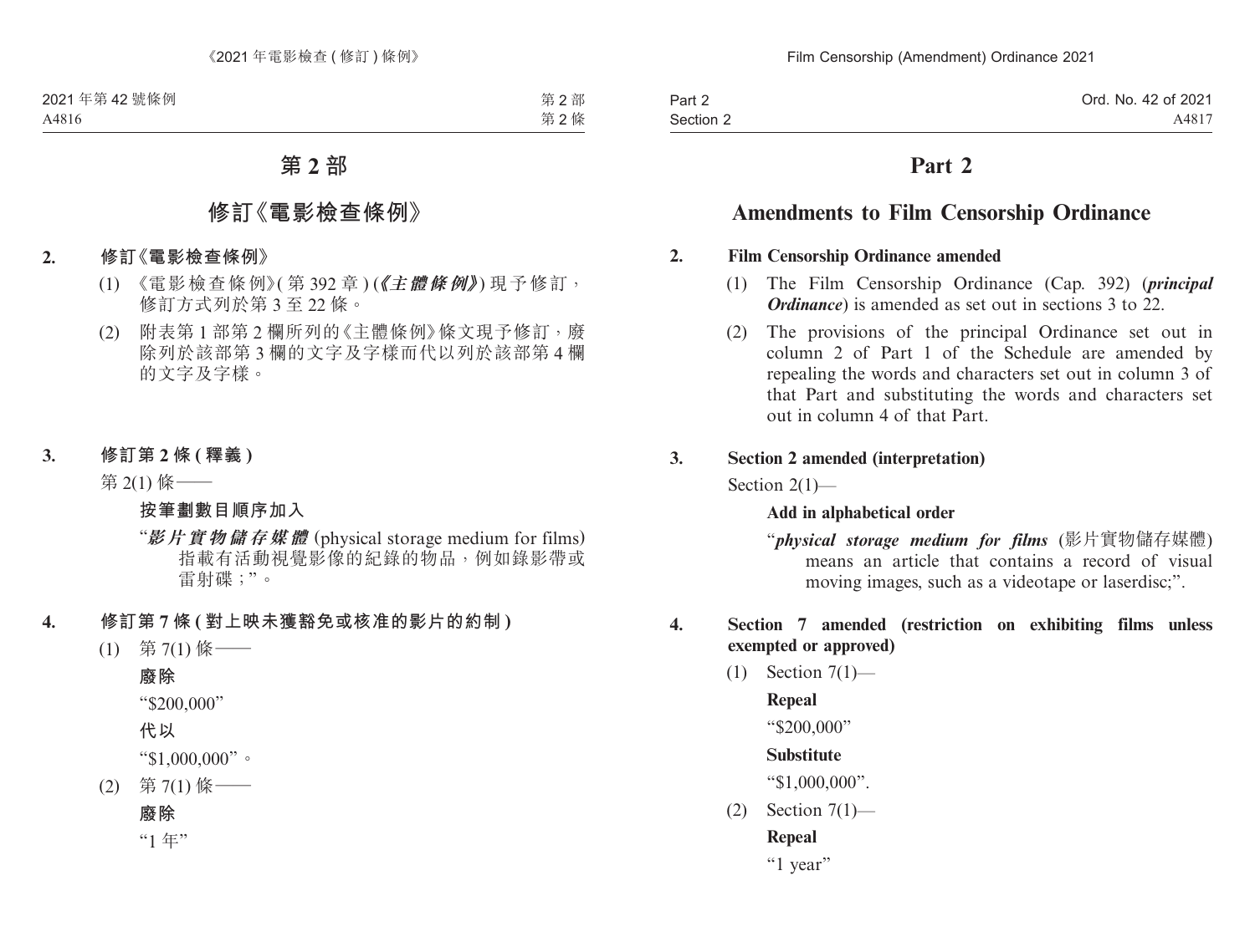# 第 2 部

## 修訂《電影檢查條例》

**2. 修訂《電影檢查條例》**

(1) 《電影檢查條例》(第 392 章) (***《主體條例》***) 現予修訂，修訂方式列於第 3 至 22 條。

(2) 附表第 1 部第 2 欄所列的《主體條例》條文現予修訂，廢除列於該部第 3 欄的文字及字樣而代以列於該部第 4 欄的文字及字樣。

**3. 修訂第 2 條 (釋義)**

第 2(1) 條——

**按筆劃數目順序加入**

“***影片實物儲存媒體*** (physical storage medium for films) 指載有活動視覺影像的紀錄的物品，例如錄影帶或雷射碟；”。

**4. 修訂第 7 條 (對上映未獲豁免或核准的影片的約制)**

(1) 第 7(1) 條——

**廢除**

“$200,000”

**代以**

“$1,000,000”。

(2) 第 7(1) 條——

**廢除**

“1 年”

# Part 2

## Amendments to Film Censorship Ordinance

**2. Film Censorship Ordinance amended**

(1) The Film Censorship Ordinance (Cap. 392) (***principal Ordinance***) is amended as set out in sections 3 to 22.

(2) The provisions of the principal Ordinance set out in column 2 of Part 1 of the Schedule are amended by repealing the words and characters set out in column 3 of that Part and substituting the words and characters set out in column 4 of that Part.

**3. Section 2 amended (interpretation)**

Section 2(1)—

**Add in alphabetical order**

“***physical storage medium for films*** (影片實物儲存媒體) means an article that contains a record of visual moving images, such as a videotape or laserdisc;”.

**4. Section 7 amended (restriction on exhibiting films unless exempted or approved)**

(1) Section 7(1)—

**Repeal**

“$200,000”

**Substitute**

“$1,000,000”.

(2) Section 7(1)—

**Repeal**

“1 year”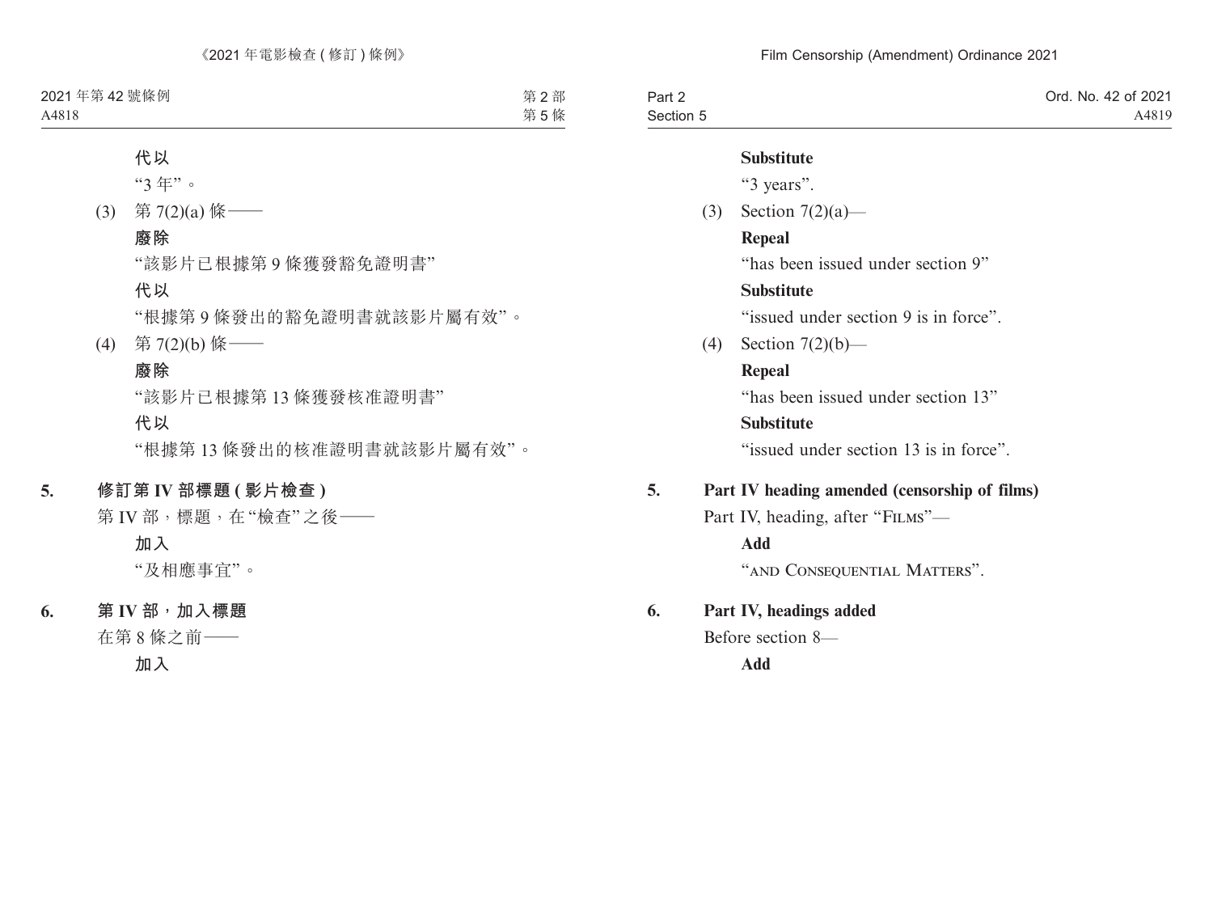**代以**

“3 年”。

(3) 第 7(2)(a) 條——

**廢除**

“該影片已根據第 9 條獲發豁免證明書”

**代以**

“根據第 9 條發出的豁免證明書就該影片屬有效”。

(4) 第 7(2)(b) 條——

**廢除**

“該影片已根據第 13 條獲發核准證明書”

**代以**

“根據第 13 條發出的核准證明書就該影片屬有效”。

**5. 修訂第 IV 部標題 (影片檢查)**

第 IV 部，標題，在“檢查”之後——

**加入**

“及相應事宜”。

**6. 第 IV 部，加入標題**

在第 8 條之前——

**加入**

**Substitute**

“3 years”.

(3) Section 7(2)(a)—

**Repeal**

“has been issued under section 9”

**Substitute**

“issued under section 9 is in force”.

(4) Section 7(2)(b)—

**Repeal**

“has been issued under section 13”

**Substitute**

“issued under section 13 is in force”.

**5. Part IV heading amended (censorship of films)**

Part IV, heading, after “FILMS”—

**Add**

“AND CONSEQUENTIAL MATTERS”.

**6. Part IV, headings added**

Before section 8—

**Add**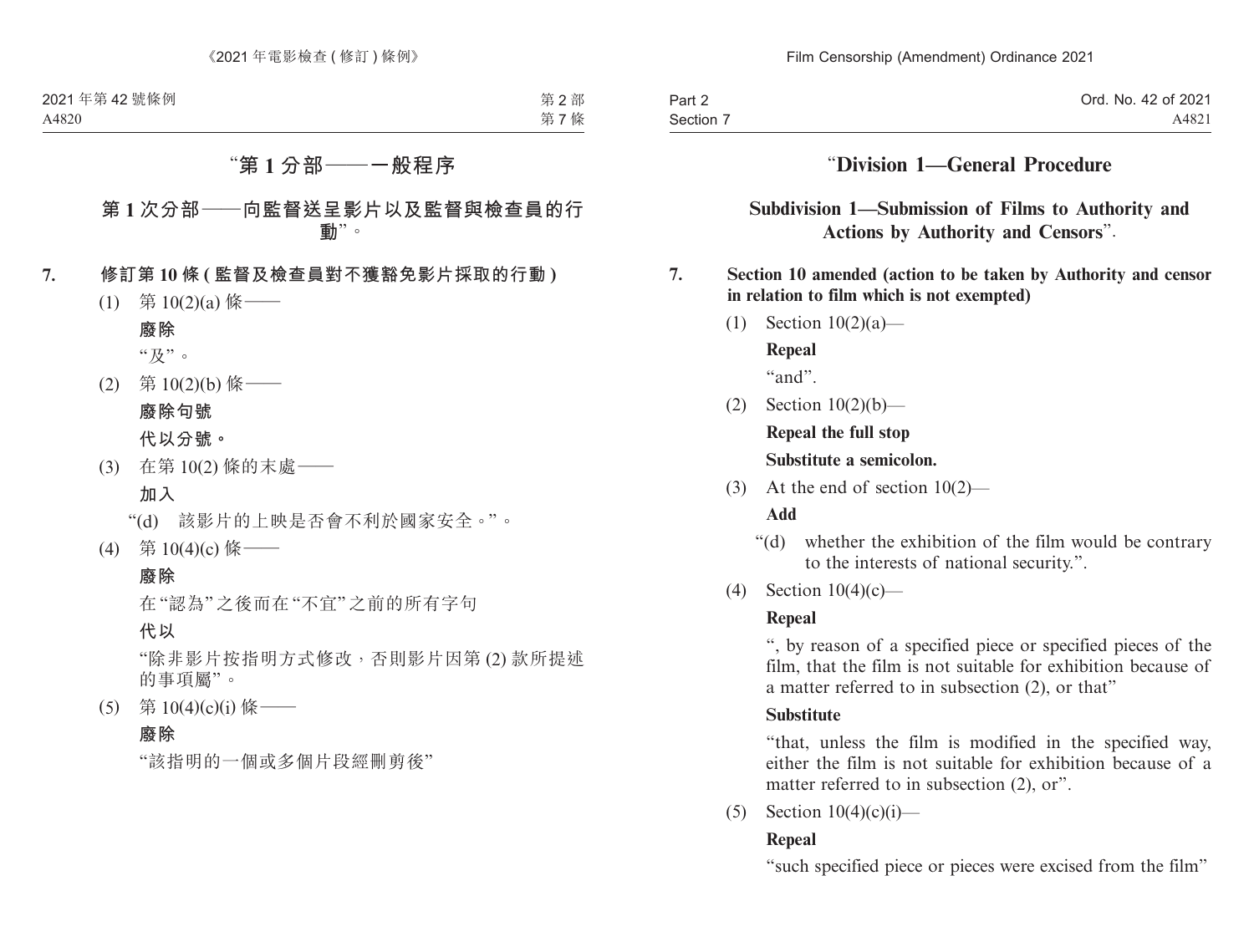"第 1 分部——一般程序

第 1 次分部——向監督送呈影片以及監督與檢查員的行動"。

**7. 修訂第 10 條 (監督及檢查員對不獲豁免影片採取的行動)**

(1) 第 10(2)(a) 條——

**廢除**

"及"。

(2) 第 10(2)(b) 條——

**廢除句號**

**代以分號。**

(3) 在第 10(2) 條的末處——

**加入**

"(d) 該影片的上映是否會不利於國家安全。"。

(4) 第 10(4)(c) 條——

**廢除**

在"認為"之後而在"不宜"之前的所有字句

**代以**

"除非影片按指明方式修改，否則影片因第 (2) 款所提述的事項屬"。

(5) 第 10(4)(c)(i) 條——

**廢除**

"該指明的一個或多個片段經刪剪後"

"**Division 1—General Procedure**

**Subdivision 1—Submission of Films to Authority and Actions by Authority and Censors**".

**7. Section 10 amended (action to be taken by Authority and censor in relation to film which is not exempted)**

(1) Section 10(2)(a)—

**Repeal**

"and".

(2) Section 10(2)(b)—

**Repeal the full stop**

**Substitute a semicolon.**

(3) At the end of section 10(2)—

**Add**

"(d) whether the exhibition of the film would be contrary to the interests of national security.".

(4) Section 10(4)(c)—

**Repeal**

", by reason of a specified piece or specified pieces of the film, that the film is not suitable for exhibition because of a matter referred to in subsection (2), or that"

**Substitute**

"that, unless the film is modified in the specified way, either the film is not suitable for exhibition because of a matter referred to in subsection (2), or".

(5) Section 10(4)(c)(i)—

**Repeal**

"such specified piece or pieces were excised from the film"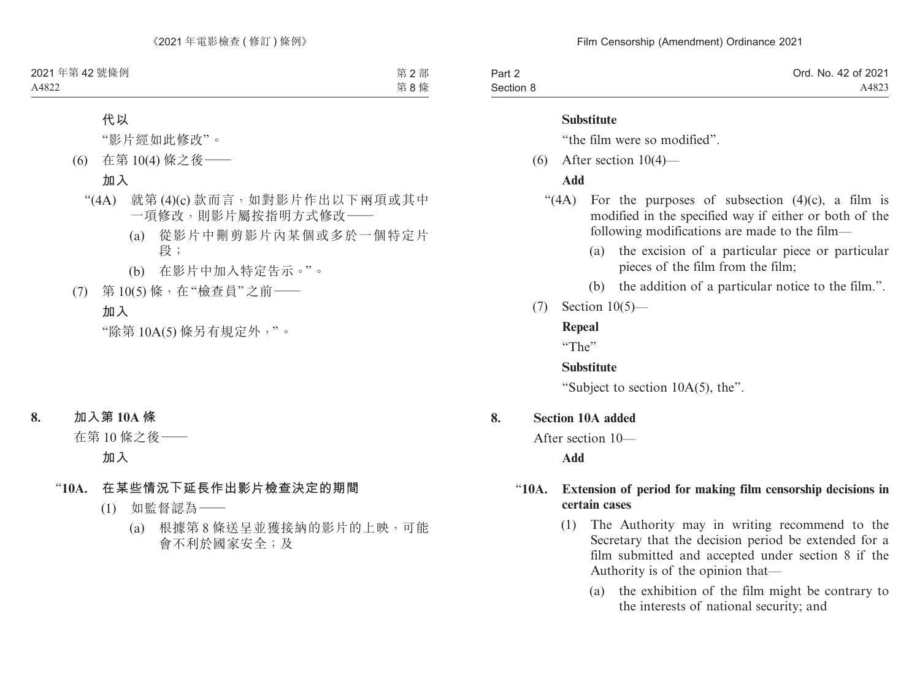**代以**

"影片經如此修改"。

(6) 在第 10(4) 條之後——

**加入**

"(4A) 就第 (4)(c) 款而言，如對影片作出以下兩項或其中一項修改，則影片屬按指明方式修改——

(a) 從影片中刪剪影片內某個或多於一個特定片段；

(b) 在影片中加入特定告示。"。

(7) 第 10(5) 條，在"檢查員"之前——

**加入**

"除第 10A(5) 條另有規定外，"。

**8. 加入第 10A 條**

在第 10 條之後——

**加入**

"**10A. 在某些情況下延長作出影片檢查決定的期間**

(1) 如監督認為——

(a) 根據第 8 條送呈並獲接納的影片的上映，可能會不利於國家安全；及

**Substitute**

"the film were so modified".

(6) After section 10(4)—

**Add**

"(4A) For the purposes of subsection (4)(c), a film is modified in the specified way if either or both of the following modifications are made to the film—

(a) the excision of a particular piece or particular pieces of the film from the film;

(b) the addition of a particular notice to the film.".

(7) Section 10(5)—

**Repeal**

"The"

**Substitute**

"Subject to section 10A(5), the".

**8. Section 10A added**

After section 10—

**Add**

"**10A. Extension of period for making film censorship decisions in certain cases**

(1) The Authority may in writing recommend to the Secretary that the decision period be extended for a film submitted and accepted under section 8 if the Authority is of the opinion that—

(a) the exhibition of the film might be contrary to the interests of national security; and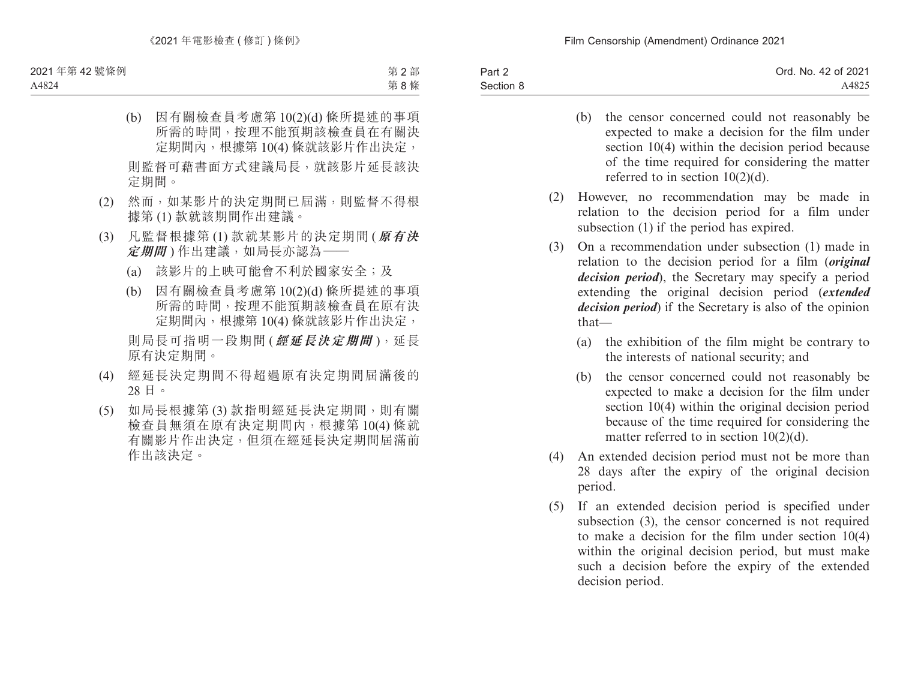(b) 因有關檢查員考慮第 10(2)(d) 條所提述的事項所需的時間，按理不能預期該檢查員在有關決定期間內，根據第 10(4) 條就該影片作出決定，

則監督可藉書面方式建議局長，就該影片延長該決定期間。

(2) 然而，如某影片的決定期間已屆滿，則監督不得根據第 (1) 款就該期間作出建議。

(3) 凡監督根據第 (1) 款就某影片的決定期間 (***原有決定期間***) 作出建議，如局長亦認為——

(a) 該影片的上映可能會不利於國家安全；及

(b) 因有關檢查員考慮第 10(2)(d) 條所提述的事項所需的時間，按理不能預期該檢查員在原有決定期間內，根據第 10(4) 條就該影片作出決定，

則局長可指明一段期間 (***經延長決定期間***)，延長原有決定期間。

(4) 經延長決定期間不得超過原有決定期間屆滿後的 28 日。

(5) 如局長根據第 (3) 款指明經延長決定期間，則有關檢查員無須在原有決定期間內，根據第 10(4) 條就有關影片作出決定，但須在經延長決定期間屆滿前作出該決定。

(b) the censor concerned could not reasonably be expected to make a decision for the film under section 10(4) within the decision period because of the time required for considering the matter referred to in section 10(2)(d).

(2) However, no recommendation may be made in relation to the decision period for a film under subsection (1) if the period has expired.

(3) On a recommendation under subsection (1) made in relation to the decision period for a film (***original decision period***), the Secretary may specify a period extending the original decision period (***extended decision period***) if the Secretary is also of the opinion that—

(a) the exhibition of the film might be contrary to the interests of national security; and

(b) the censor concerned could not reasonably be expected to make a decision for the film under section 10(4) within the original decision period because of the time required for considering the matter referred to in section 10(2)(d).

(4) An extended decision period must not be more than 28 days after the expiry of the original decision period.

(5) If an extended decision period is specified under subsection (3), the censor concerned is not required to make a decision for the film under section 10(4) within the original decision period, but must make such a decision before the expiry of the extended decision period.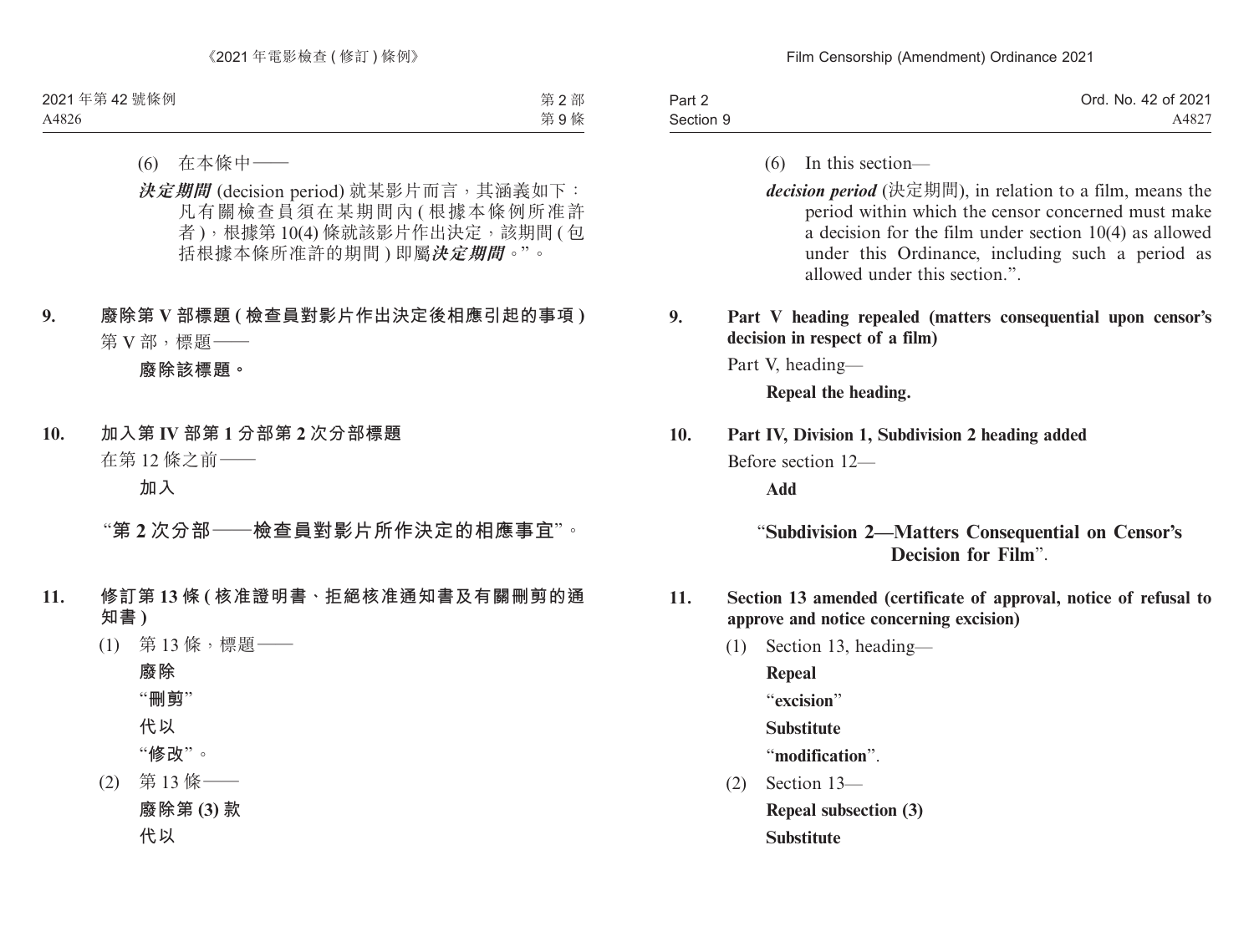(6) 在本條中——

***決定期間*** (decision period) 就某影片而言，其涵義如下：凡有關檢查員須在某期間內 (根據本條例所准許者)，根據第 10(4) 條就該影片作出決定，該期間 (包括根據本條所准許的期間) 即屬***決定期間***。”。

**9. 廢除第 V 部標題 (檢查員對影片作出決定後相應引起的事項)**

第 V 部，標題——

**廢除該標題。**

**10. 加入第 IV 部第 1 分部第 2 次分部標題**

在第 12 條之前——

**加入**

“**第 2 次分部——檢查員對影片所作決定的相應事宜**”。

**11. 修訂第 13 條 (核准證明書、拒絕核准通知書及有關刪剪的通知書)**

(1) 第 13 條，標題——

**廢除**

“**刪剪**”

**代以**

“**修改**”。

(2) 第 13 條——

**廢除第 (3) 款**

**代以**

(6) In this section—

***decision period*** (決定期間), in relation to a film, means the period within which the censor concerned must make a decision for the film under section 10(4) as allowed under this Ordinance, including such a period as allowed under this section.”.

**9. Part V heading repealed (matters consequential upon censor's decision in respect of a film)**

Part V, heading—

**Repeal the heading.**

**10. Part IV, Division 1, Subdivision 2 heading added**

Before section 12—

**Add**

“**Subdivision 2—Matters Consequential on Censor's Decision for Film**”.

**11. Section 13 amended (certificate of approval, notice of refusal to approve and notice concerning excision)**

(1) Section 13, heading—

**Repeal**

“**excision**”

**Substitute**

“**modification**”.

(2) Section 13—

**Repeal subsection (3)**

**Substitute**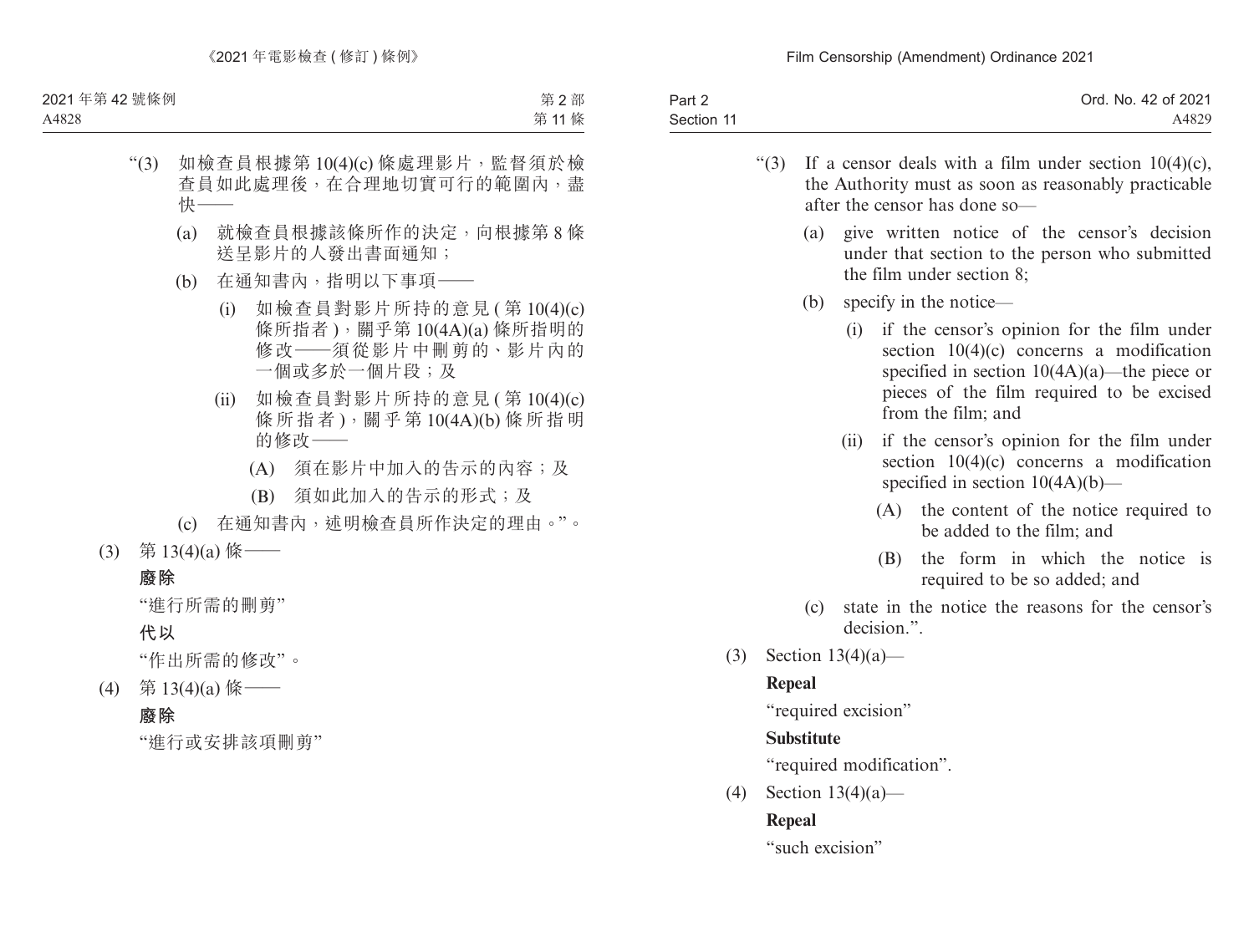“(3) 如檢查員根據第 10(4)(c) 條處理影片，監督須於檢查員如此處理後，在合理地切實可行的範圍內，盡快——

(a) 就檢查員根據該條所作的決定，向根據第 8 條送呈影片的人發出書面通知；

(b) 在通知書內，指明以下事項——

(i) 如檢查員對影片所持的意見 ( 第 10(4)(c) 條所指者 )，關乎第 10(4A)(a) 條所指明的修改——須從影片中刪剪的、影片內的一個或多於一個片段；及

(ii) 如檢查員對影片所持的意見 ( 第 10(4)(c) 條所指者 )，關乎第 10(4A)(b) 條所指明的修改——

(A) 須在影片中加入的告示的內容；及

(B) 須如此加入的告示的形式；及

(c) 在通知書內，述明檢查員所作決定的理由。”。

(3) 第 13(4)(a) 條——

**廢除**

“進行所需的刪剪”

**代以**

“作出所需的修改”。

(4) 第 13(4)(a) 條——

**廢除**

“進行或安排該項刪剪”

“(3) If a censor deals with a film under section 10(4)(c), the Authority must as soon as reasonably practicable after the censor has done so—

(a) give written notice of the censor’s decision under that section to the person who submitted the film under section 8;

(b) specify in the notice—

(i) if the censor’s opinion for the film under section 10(4)(c) concerns a modification specified in section 10(4A)(a)—the piece or pieces of the film required to be excised from the film; and

(ii) if the censor’s opinion for the film under section 10(4)(c) concerns a modification specified in section 10(4A)(b)—

(A) the content of the notice required to be added to the film; and

(B) the form in which the notice is required to be so added; and

(c) state in the notice the reasons for the censor’s decision.”.

(3) Section 13(4)(a)—

**Repeal**

“required excision”

**Substitute**

“required modification”.

(4) Section 13(4)(a)—

**Repeal**

“such excision”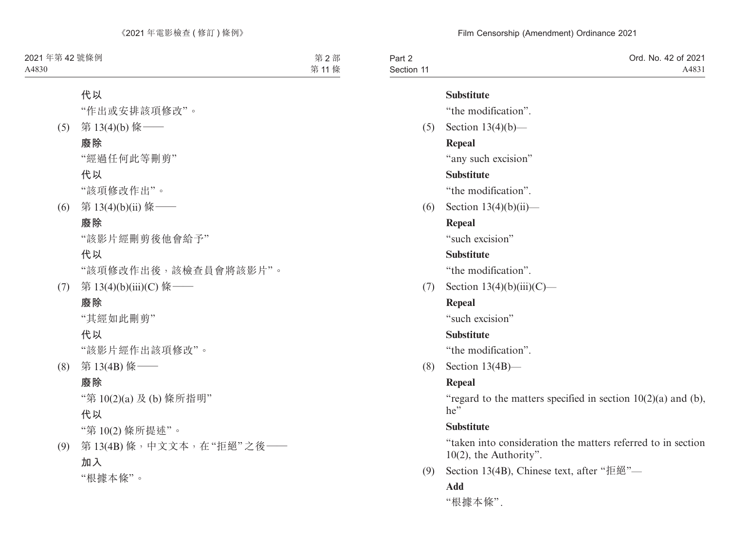**代以**

“作出或安排該項修改”。

(5) 第 13(4)(b) 條——

**廢除**

“經過任何此等刪剪”

**代以**

“該項修改作出”。

(6) 第 13(4)(b)(ii) 條——

**廢除**

“該影片經刪剪後他會給予”

**代以**

“該項修改作出後，該檢查員會將該影片”。

(7) 第 13(4)(b)(iii)(C) 條——

**廢除**

“其經如此刪剪”

**代以**

“該影片經作出該項修改”。

(8) 第 13(4B) 條——

**廢除**

“第 10(2)(a) 及 (b) 條所指明”

**代以**

“第 10(2) 條所提述”。

(9) 第 13(4B) 條，中文文本，在“拒絕”之後——

**加入**

“根據本條”。

**Substitute**

“the modification”.

(5) Section 13(4)(b)—

**Repeal**

“any such excision”

**Substitute**

“the modification”.

(6) Section 13(4)(b)(ii)—

**Repeal**

“such excision”

**Substitute**

“the modification”.

(7) Section 13(4)(b)(iii)(C)—

**Repeal**

“such excision”

**Substitute**

“the modification”.

(8) Section 13(4B)—

**Repeal**

“regard to the matters specified in section 10(2)(a) and (b), he”

**Substitute**

“taken into consideration the matters referred to in section 10(2), the Authority”.

(9) Section 13(4B), Chinese text, after “拒絕”—

**Add**

“根據本條”.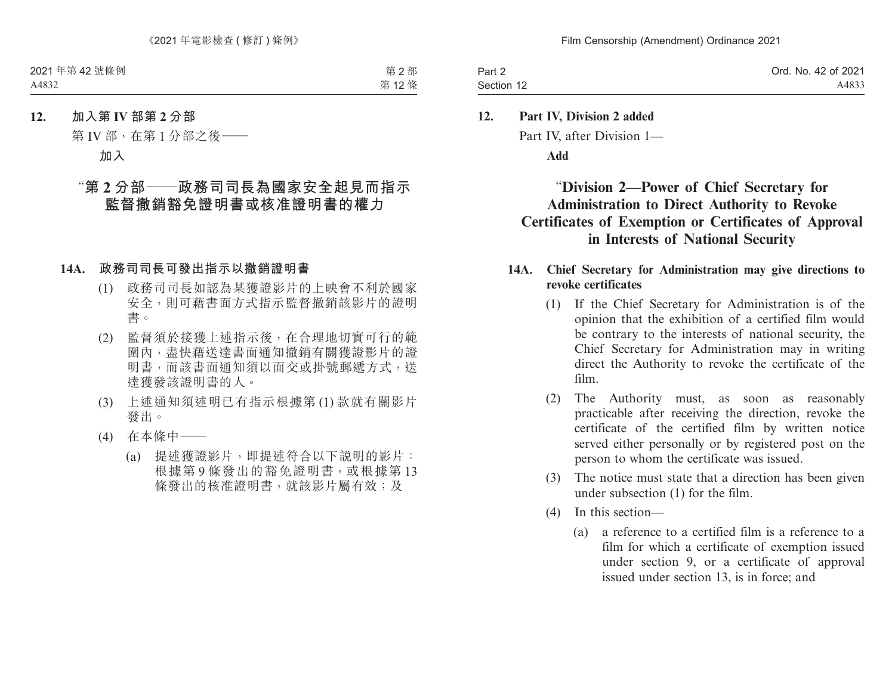**12. 加入第 IV 部第 2 分部**

第 IV 部，在第 1 分部之後——

**加入**

## “第 2 分部——政務司司長為國家安全起見而指示監督撤銷豁免證明書或核准證明書的權力

**14A. 政務司司長可發出指示以撤銷證明書**

(1) 政務司司長如認為某獲證影片的上映會不利於國家安全，則可藉書面方式指示監督撤銷該影片的證明書。

(2) 監督須於接獲上述指示後，在合理地切實可行的範圍內，盡快藉送達書面通知撤銷有關獲證影片的證明書，而該書面通知須以面交或掛號郵遞方式，送達獲發該證明書的人。

(3) 上述通知須述明已有指示根據第 (1) 款就有關影片發出。

(4) 在本條中——

(a) 提述獲證影片，即提述符合以下說明的影片：根據第 9 條發出的豁免證明書，或根據第 13 條發出的核准證明書，就該影片屬有效；及

**12. Part IV, Division 2 added**

Part IV, after Division 1—

**Add**

## “Division 2—Power of Chief Secretary for Administration to Direct Authority to Revoke Certificates of Exemption or Certificates of Approval in Interests of National Security

**14A. Chief Secretary for Administration may give directions to revoke certificates**

(1) If the Chief Secretary for Administration is of the opinion that the exhibition of a certified film would be contrary to the interests of national security, the Chief Secretary for Administration may in writing direct the Authority to revoke the certificate of the film.

(2) The Authority must, as soon as reasonably practicable after receiving the direction, revoke the certificate of the certified film by written notice served either personally or by registered post on the person to whom the certificate was issued.

(3) The notice must state that a direction has been given under subsection (1) for the film.

(4) In this section—

(a) a reference to a certified film is a reference to a film for which a certificate of exemption issued under section 9, or a certificate of approval issued under section 13, is in force; and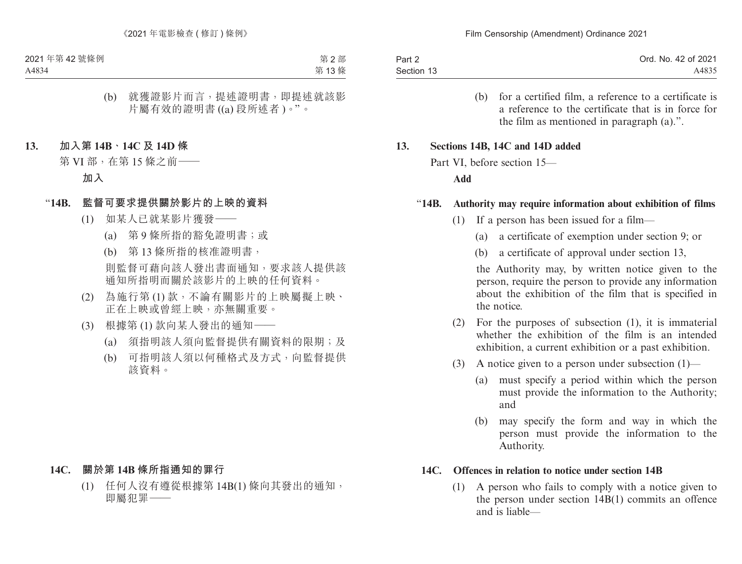(b) 就獲證影片而言，提述證明書，即提述就該影片屬有效的證明書 ((a) 段所述者)。”。

## 13. 加入第 14B、14C 及 14D 條

第 VI 部，在第 15 條之前——

**加入**

### “14B. 監督可要求提供關於影片的上映的資料

(1) 如某人已就某影片獲發——

(a) 第 9 條所指的豁免證明書；或

(b) 第 13 條所指的核准證明書，

則監督可藉向該人發出書面通知，要求該人提供該通知所指明而關於該影片的上映的任何資料。

(2) 為施行第 (1) 款，不論有關影片的上映屬擬上映、正在上映或曾經上映，亦無關重要。

(3) 根據第 (1) 款向某人發出的通知——

(a) 須指明該人須向監督提供有關資料的限期；及

(b) 可指明該人須以何種格式及方式，向監督提供該資料。

### 14C. 關於第 14B 條所指通知的罪行

(1) 任何人沒有遵從根據第 14B(1) 條向其發出的通知，即屬犯罪——

---

(b) for a certified film, a reference to a certificate is a reference to the certificate that is in force for the film as mentioned in paragraph (a).”.

## 13. Sections 14B, 14C and 14D added

Part VI, before section 15—

**Add**

### “14B. Authority may require information about exhibition of films

(1) If a person has been issued for a film—

(a) a certificate of exemption under section 9; or

(b) a certificate of approval under section 13,

the Authority may, by written notice given to the person, require the person to provide any information about the exhibition of the film that is specified in the notice.

(2) For the purposes of subsection (1), it is immaterial whether the exhibition of the film is an intended exhibition, a current exhibition or a past exhibition.

(3) A notice given to a person under subsection (1)—

(a) must specify a period within which the person must provide the information to the Authority; and

(b) may specify the form and way in which the person must provide the information to the Authority.

### 14C. Offences in relation to notice under section 14B

(1) A person who fails to comply with a notice given to the person under section 14B(1) commits an offence and is liable—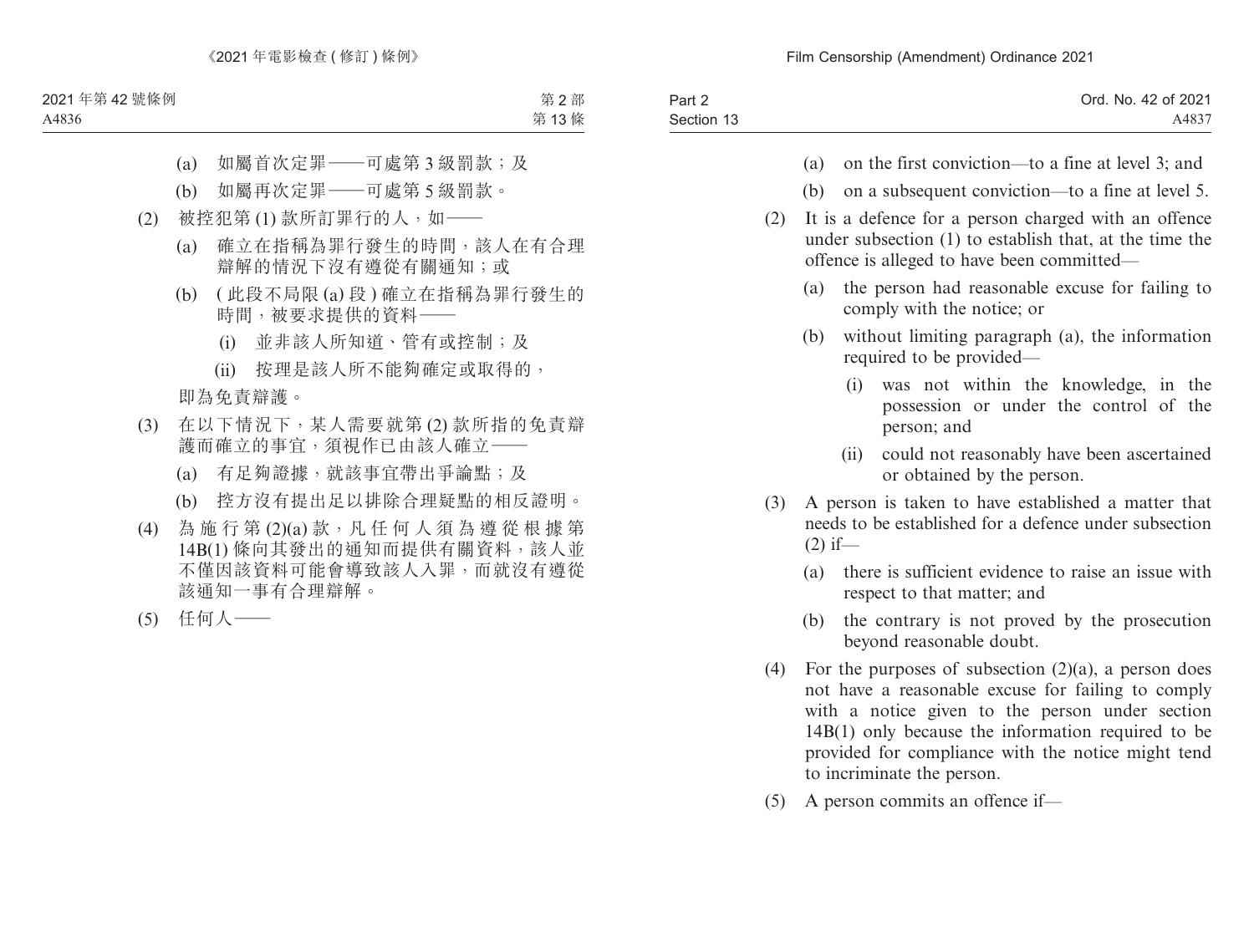(a) 如屬首次定罪——可處第 3 級罰款；及

(b) 如屬再次定罪——可處第 5 級罰款。

(2) 被控犯第 (1) 款所訂罪行的人，如——

(a) 確立在指稱為罪行發生的時間，該人在有合理辯解的情況下沒有遵從有關通知；或

(b) (此段不局限 (a) 段) 確立在指稱為罪行發生的時間，被要求提供的資料——

(i) 並非該人所知道、管有或控制；及

(ii) 按理是該人所不能夠確定或取得的，

即為免責辯護。

(3) 在以下情況下，某人需要就第 (2) 款所指的免責辯護而確立的事宜，須視作已由該人確立——

(a) 有足夠證據，就該事宜帶出爭論點；及

(b) 控方沒有提出足以排除合理疑點的相反證明。

(4) 為施行第 (2)(a) 款，凡任何人須為遵從根據第 14B(1) 條向其發出的通知而提供有關資料，該人並不僅因該資料可能會導致該人入罪，而就沒有遵從該通知一事有合理辯解。

(5) 任何人——

(a) on the first conviction—to a fine at level 3; and

(b) on a subsequent conviction—to a fine at level 5.

(2) It is a defence for a person charged with an offence under subsection (1) to establish that, at the time the offence is alleged to have been committed—

(a) the person had reasonable excuse for failing to comply with the notice; or

(b) without limiting paragraph (a), the information required to be provided—

(i) was not within the knowledge, in the possession or under the control of the person; and

(ii) could not reasonably have been ascertained or obtained by the person.

(3) A person is taken to have established a matter that needs to be established for a defence under subsection (2) if—

(a) there is sufficient evidence to raise an issue with respect to that matter; and

(b) the contrary is not proved by the prosecution beyond reasonable doubt.

(4) For the purposes of subsection (2)(a), a person does not have a reasonable excuse for failing to comply with a notice given to the person under section 14B(1) only because the information required to be provided for compliance with the notice might tend to incriminate the person.

(5) A person commits an offence if—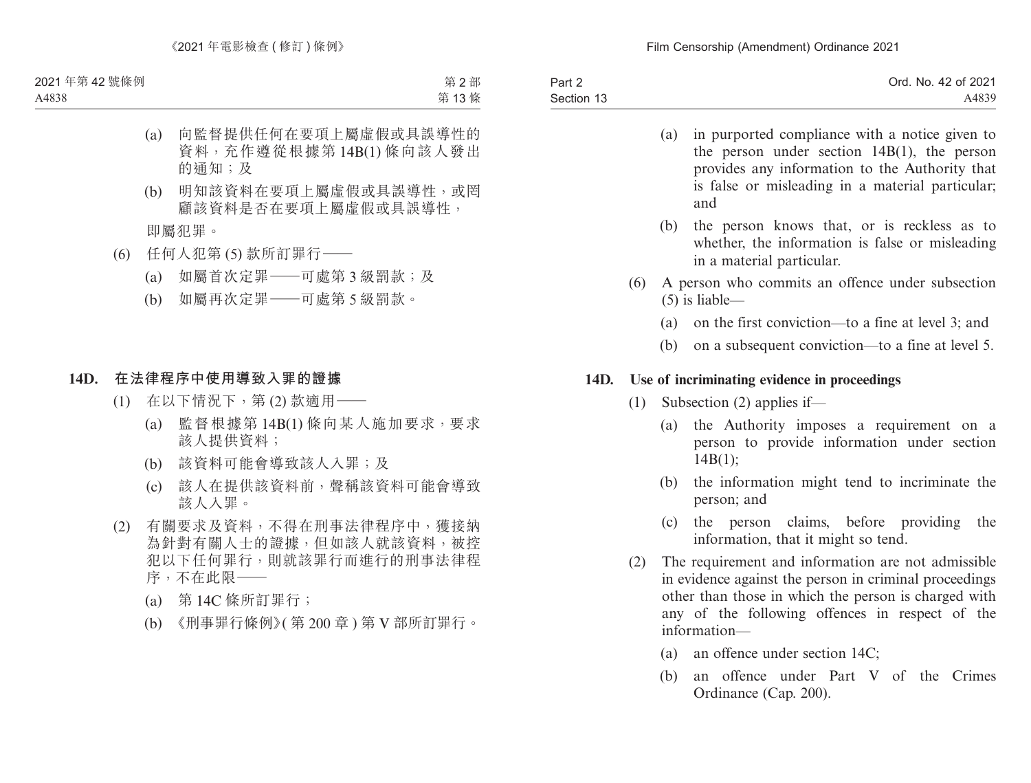(a) 向監督提供任何在要項上屬虛假或具誤導性的資料，充作遵從根據第 14B(1) 條向該人發出的通知；及

(b) 明知該資料在要項上屬虛假或具誤導性，或罔顧該資料是否在要項上屬虛假或具誤導性，

即屬犯罪。

(6) 任何人犯第 (5) 款所訂罪行——

(a) 如屬首次定罪——可處第 3 級罰款；及

(b) 如屬再次定罪——可處第 5 級罰款。

**14D. 在法律程序中使用導致入罪的證據**

(1) 在以下情況下，第 (2) 款適用——

(a) 監督根據第 14B(1) 條向某人施加要求，要求該人提供資料；

(b) 該資料可能會導致該人入罪；及

(c) 該人在提供該資料前，聲稱該資料可能會導致該人入罪。

(2) 有關要求及資料，不得在刑事法律程序中，獲接納為針對有關人士的證據，但如該人就該資料，被控犯以下任何罪行，則就該罪行而進行的刑事法律程序，不在此限——

(a) 第 14C 條所訂罪行；

(b) 《刑事罪行條例》(第 200 章) 第 V 部所訂罪行。

(a) in purported compliance with a notice given to the person under section 14B(1), the person provides any information to the Authority that is false or misleading in a material particular; and

(b) the person knows that, or is reckless as to whether, the information is false or misleading in a material particular.

(6) A person who commits an offence under subsection (5) is liable—

(a) on the first conviction—to a fine at level 3; and

(b) on a subsequent conviction—to a fine at level 5.

**14D. Use of incriminating evidence in proceedings**

(1) Subsection (2) applies if—

(a) the Authority imposes a requirement on a person to provide information under section 14B(1);

(b) the information might tend to incriminate the person; and

(c) the person claims, before providing the information, that it might so tend.

(2) The requirement and information are not admissible in evidence against the person in criminal proceedings other than those in which the person is charged with any of the following offences in respect of the information—

(a) an offence under section 14C;

(b) an offence under Part V of the Crimes Ordinance (Cap. 200).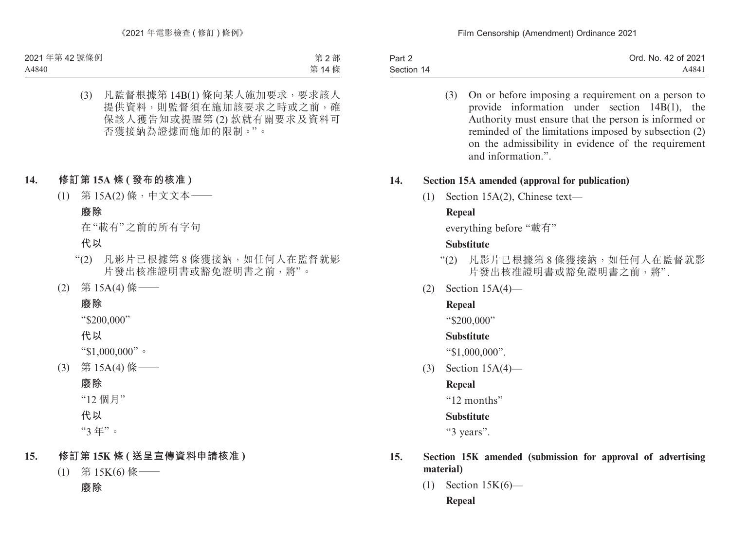(3) 凡監督根據第 14B(1) 條向某人施加要求，要求該人提供資料，則監督須在施加該要求之時或之前，確保該人獲告知或提醒第 (2) 款就有關要求及資料可否獲接納為證據而施加的限制。”。

**14. 修訂第 15A 條 (發布的核准)**

(1) 第 15A(2) 條，中文文本——

**廢除**

在“載有”之前的所有字句

**代以**

“(2) 凡影片已根據第 8 條獲接納，如任何人在監督就影片發出核准證明書或豁免證明書之前，將”。

(2) 第 15A(4) 條——

**廢除**

“$200,000”

**代以**

“$1,000,000”。

(3) 第 15A(4) 條——

**廢除**

“12 個月”

**代以**

“3 年”。

**15. 修訂第 15K 條 (送呈宣傳資料申請核准)**

(1) 第 15K(6) 條——

**廢除**

(3) On or before imposing a requirement on a person to provide information under section 14B(1), the Authority must ensure that the person is informed or reminded of the limitations imposed by subsection (2) on the admissibility in evidence of the requirement and information.”.

**14. Section 15A amended (approval for publication)**

(1) Section 15A(2), Chinese text—

**Repeal**

everything before “載有”

**Substitute**

“(2) 凡影片已根據第 8 條獲接納，如任何人在監督就影片發出核准證明書或豁免證明書之前，將”.

(2) Section 15A(4)—

**Repeal**

“$200,000”

**Substitute**

“$1,000,000”.

(3) Section 15A(4)—

**Repeal**

“12 months”

**Substitute**

“3 years”.

**15. Section 15K amended (submission for approval of advertising material)**

(1) Section 15K(6)—

**Repeal**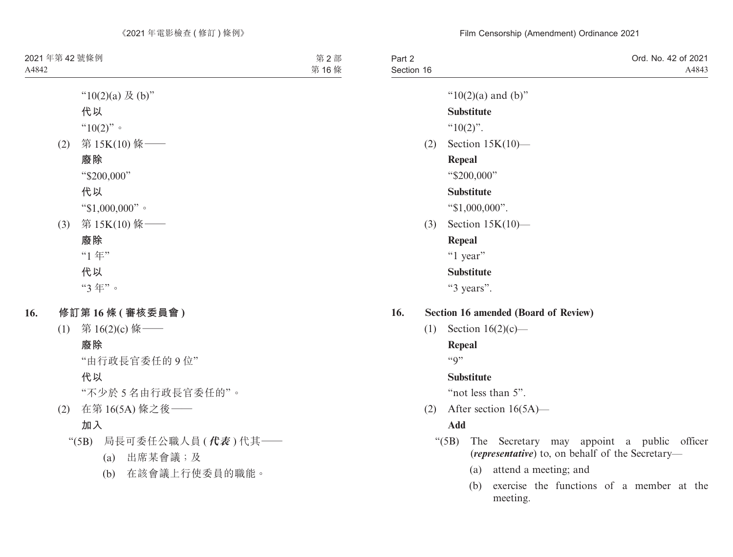"10(2)(a) 及 (b)"

**代以**

"10(2)"。

(2) 第 15K(10) 條——

**廢除**

"$200,000"

**代以**

"$1,000,000"。

(3) 第 15K(10) 條——

**廢除**

"1 年"

**代以**

"3 年"。

## 16. 修訂第 16 條 (審核委員會)

(1) 第 16(2)(c) 條——

**廢除**

"由行政長官委任的 9 位"

**代以**

"不少於 5 名由行政長官委任的"。

(2) 在第 16(5A) 條之後——

**加入**

"(5B) 局長可委任公職人員 (***代表***) 代其——

(a) 出席某會議；及

(b) 在該會議上行使委員的職能。

---

"10(2)(a) and (b)"

**Substitute**

"10(2)".

(2) Section 15K(10)—

**Repeal**

"$200,000"

**Substitute**

"$1,000,000".

(3) Section 15K(10)—

**Repeal**

"1 year"

**Substitute**

"3 years".

## 16. Section 16 amended (Board of Review)

(1) Section 16(2)(c)—

**Repeal**

"9"

**Substitute**

"not less than 5".

(2) After section 16(5A)—

**Add**

"(5B) The Secretary may appoint a public officer (***representative***) to, on behalf of the Secretary—

(a) attend a meeting; and

(b) exercise the functions of a member at the meeting.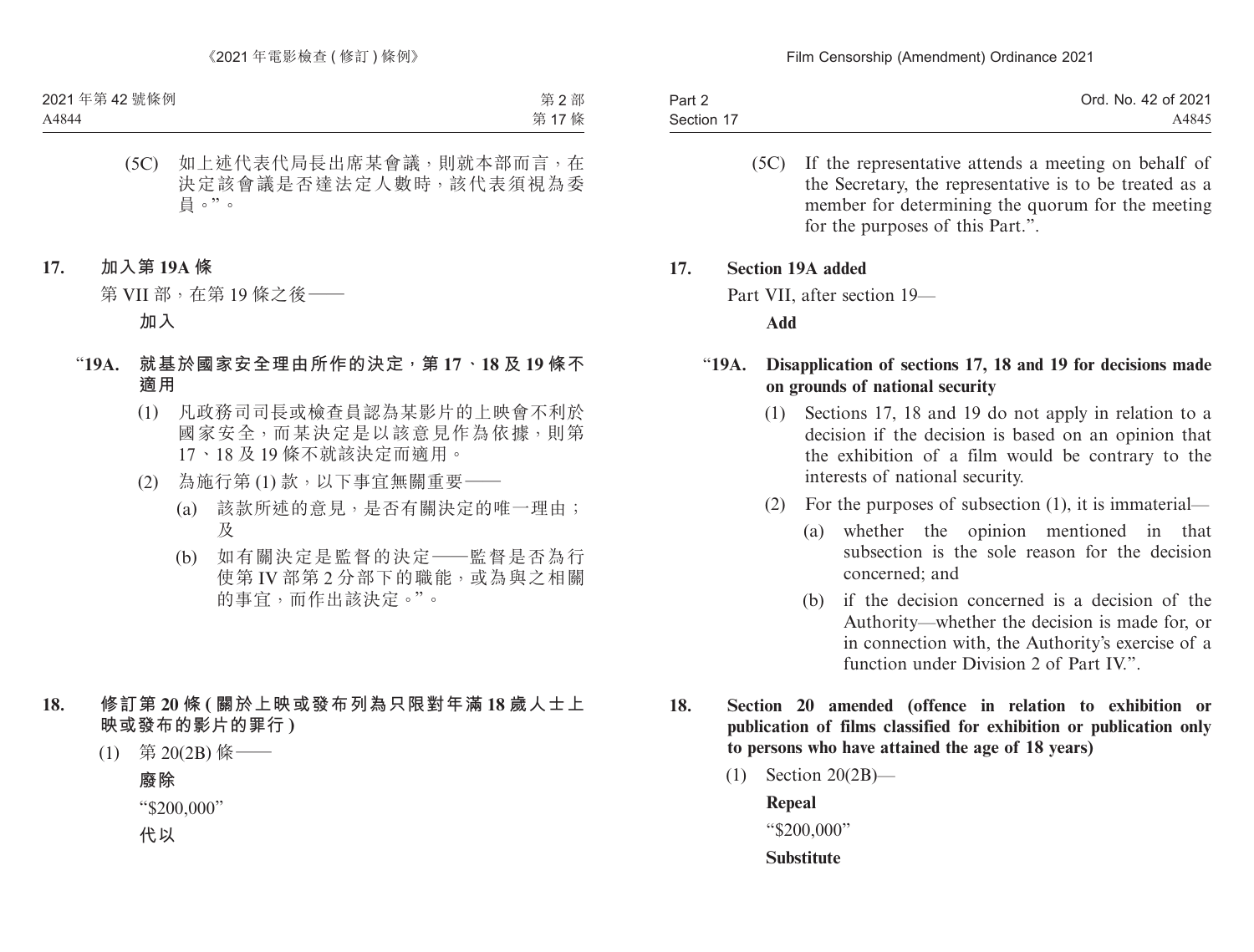(5C) 如上述代表代局長出席某會議，則就本部而言，在決定該會議是否達法定人數時，該代表須視為委員。”。

**17. 加入第 19A 條**

第 VII 部，在第 19 條之後——

**加入**

**“19A. 就基於國家安全理由所作的決定，第 17、18 及 19 條不適用**

(1) 凡政務司司長或檢查員認為某影片的上映會不利於國家安全，而某決定是以該意見作為依據，則第 17、18 及 19 條不就該決定而適用。

(2) 為施行第 (1) 款，以下事宜無關重要——

(a) 該款所述的意見，是否有關決定的唯一理由；及

(b) 如有關決定是監督的決定——監督是否為行使第 IV 部第 2 分部下的職能，或為與之相關的事宜，而作出該決定。”。

**18. 修訂第 20 條 (關於上映或發布列為只限對年滿 18 歲人士上映或發布的影片的罪行 )**

(1) 第 20(2B) 條——

**廢除**

“$200,000”

**代以**

(5C) If the representative attends a meeting on behalf of the Secretary, the representative is to be treated as a member for determining the quorum for the meeting for the purposes of this Part.”.

**17. Section 19A added**

Part VII, after section 19—

**Add**

**“19A. Disapplication of sections 17, 18 and 19 for decisions made on grounds of national security**

(1) Sections 17, 18 and 19 do not apply in relation to a decision if the decision is based on an opinion that the exhibition of a film would be contrary to the interests of national security.

(2) For the purposes of subsection (1), it is immaterial—

(a) whether the opinion mentioned in that subsection is the sole reason for the decision concerned; and

(b) if the decision concerned is a decision of the Authority—whether the decision is made for, or in connection with, the Authority's exercise of a function under Division 2 of Part IV.”.

**18. Section 20 amended (offence in relation to exhibition or publication of films classified for exhibition or publication only to persons who have attained the age of 18 years)**

(1) Section 20(2B)—

**Repeal**

“$200,000”

**Substitute**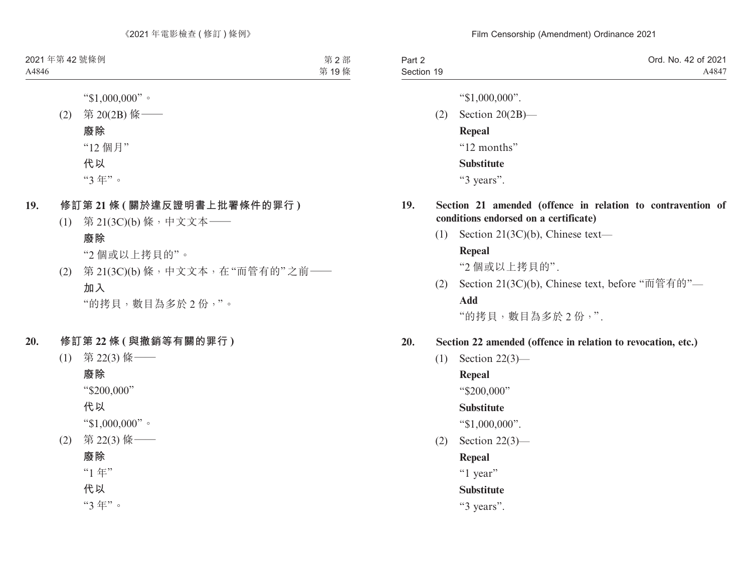“$1,000,000”。

(2) 第 20(2B) 條——

**廢除**

“12 個月”

**代以**

“3 年”。

### 19. 修訂第 21 條 (關於違反證明書上批署條件的罪行)

(1) 第 21(3C)(b) 條，中文文本——

**廢除**

“2 個或以上拷貝的”。

(2) 第 21(3C)(b) 條，中文文本，在“而管有的”之前——

**加入**

“的拷貝，數目為多於 2 份，”。

### 20. 修訂第 22 條 (與撤銷等有關的罪行)

(1) 第 22(3) 條——

**廢除**

“$200,000”

**代以**

“$1,000,000”。

(2) 第 22(3) 條——

**廢除**

“1 年”

**代以**

“3 年”。

“$1,000,000”.

(2) Section 20(2B)—

**Repeal**

“12 months”

**Substitute**

“3 years”.

### 19. Section 21 amended (offence in relation to contravention of conditions endorsed on a certificate)

(1) Section 21(3C)(b), Chinese text—

**Repeal**

“2 個或以上拷貝的”.

(2) Section 21(3C)(b), Chinese text, before “而管有的”—

**Add**

“的拷貝，數目為多於 2 份，”.

### 20. Section 22 amended (offence in relation to revocation, etc.)

(1) Section 22(3)—

**Repeal**

“$200,000”

**Substitute**

“$1,000,000”.

(2) Section 22(3)—

**Repeal**

“1 year”

**Substitute**

“3 years”.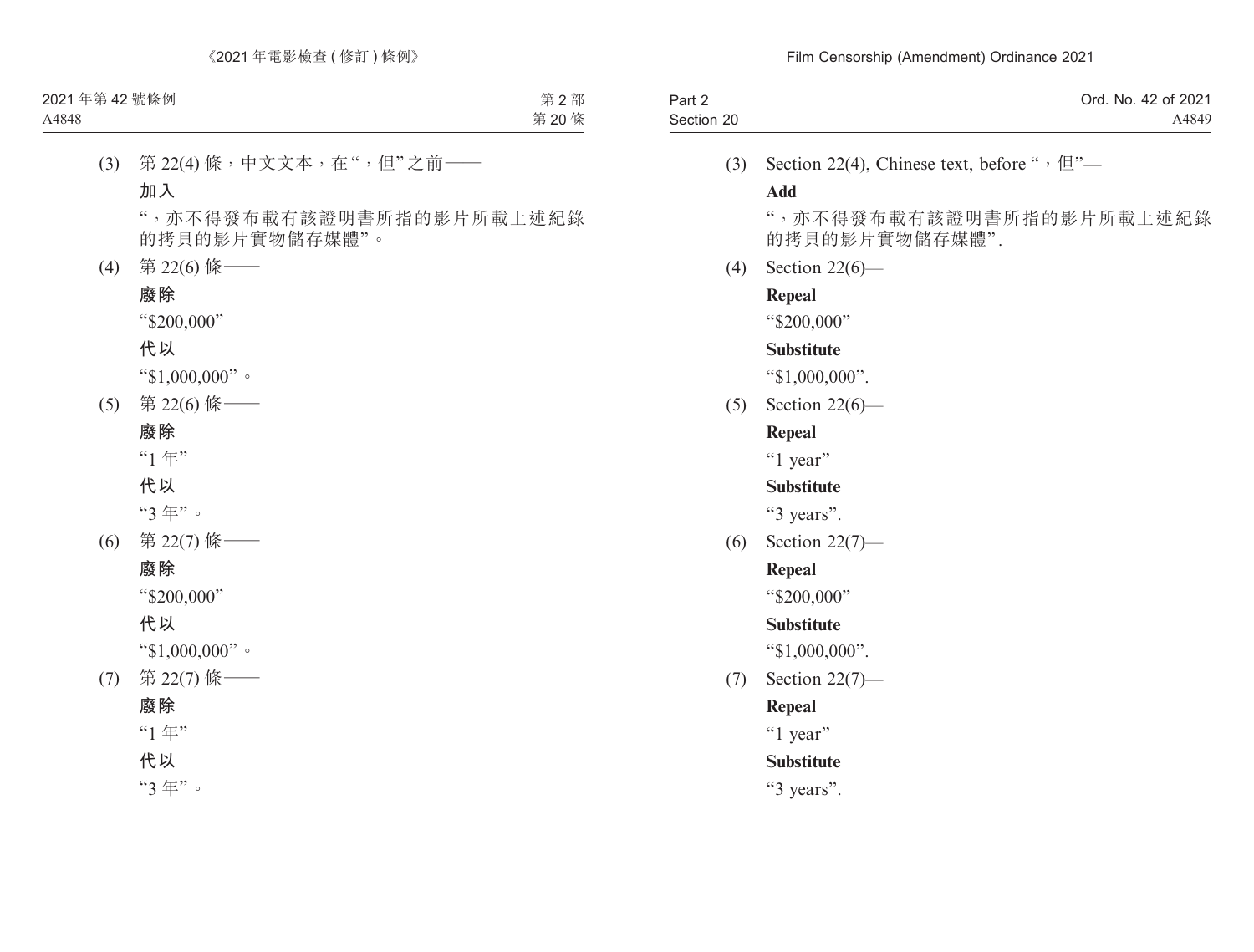(3) 第 22(4) 條，中文文本，在 "，但" 之前——

**加入**

"，亦不得發布載有該證明書所指的影片所載上述紀錄的拷貝的影片實物儲存媒體"。

(4) 第 22(6) 條——

**廢除**

"$200,000"

**代以**

"$1,000,000"。

(5) 第 22(6) 條——

**廢除**

"1 年"

**代以**

"3 年"。

(6) 第 22(7) 條——

**廢除**

"$200,000"

**代以**

"$1,000,000"。

(7) 第 22(7) 條——

**廢除**

"1 年"

**代以**

"3 年"。

(3) Section 22(4), Chinese text, before "，但"—

**Add**

"，亦不得發布載有該證明書所指的影片所載上述紀錄的拷貝的影片實物儲存媒體".

(4) Section 22(6)—

**Repeal**

"$200,000"

**Substitute**

"$1,000,000".

(5) Section 22(6)—

**Repeal**

"1 year"

**Substitute**

"3 years".

(6) Section 22(7)—

**Repeal**

"$200,000"

**Substitute**

"$1,000,000".

(7) Section 22(7)—

**Repeal**

"1 year"

**Substitute**

"3 years".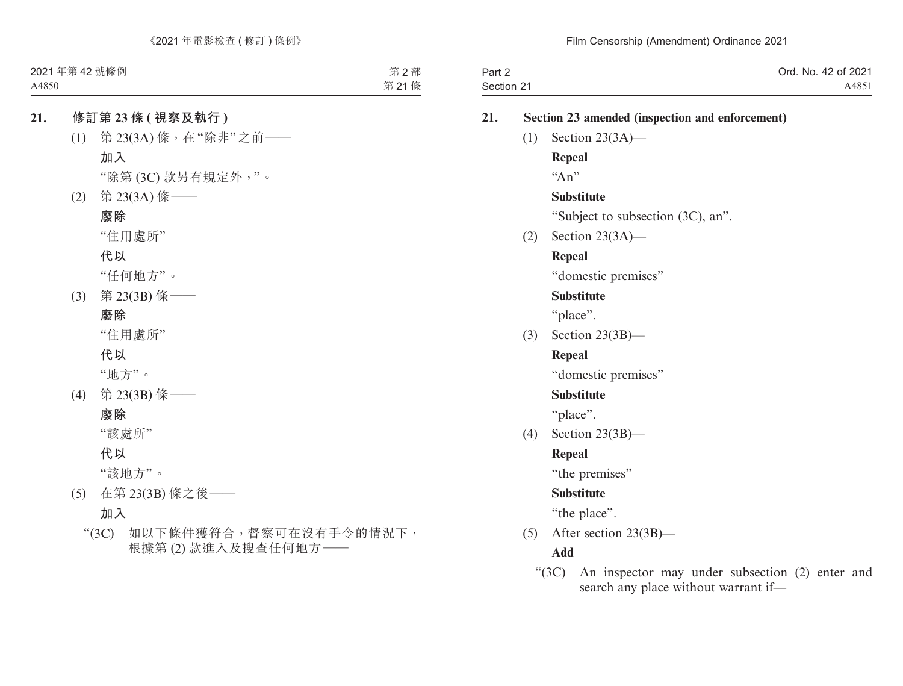**21. 修訂第 23 條 (視察及執行)**

(1) 第 23(3A) 條，在“除非”之前——

**加入**

“除第 (3C) 款另有規定外，”。

(2) 第 23(3A) 條——

**廢除**

“住用處所”

**代以**

“任何地方”。

(3) 第 23(3B) 條——

**廢除**

“住用處所”

**代以**

“地方”。

(4) 第 23(3B) 條——

**廢除**

“該處所”

**代以**

“該地方”。

(5) 在第 23(3B) 條之後——

**加入**

“(3C) 如以下條件獲符合，督察可在沒有手令的情況下，根據第 (2) 款進入及搜查任何地方——

**21. Section 23 amended (inspection and enforcement)**

(1) Section 23(3A)—

**Repeal**

“An”

**Substitute**

“Subject to subsection (3C), an”.

(2) Section 23(3A)—

**Repeal**

“domestic premises”

**Substitute**

“place”.

(3) Section 23(3B)—

**Repeal**

“domestic premises”

**Substitute**

“place”.

(4) Section 23(3B)—

**Repeal**

“the premises”

**Substitute**

“the place”.

(5) After section 23(3B)—

**Add**

“(3C) An inspector may under subsection (2) enter and search any place without warrant if—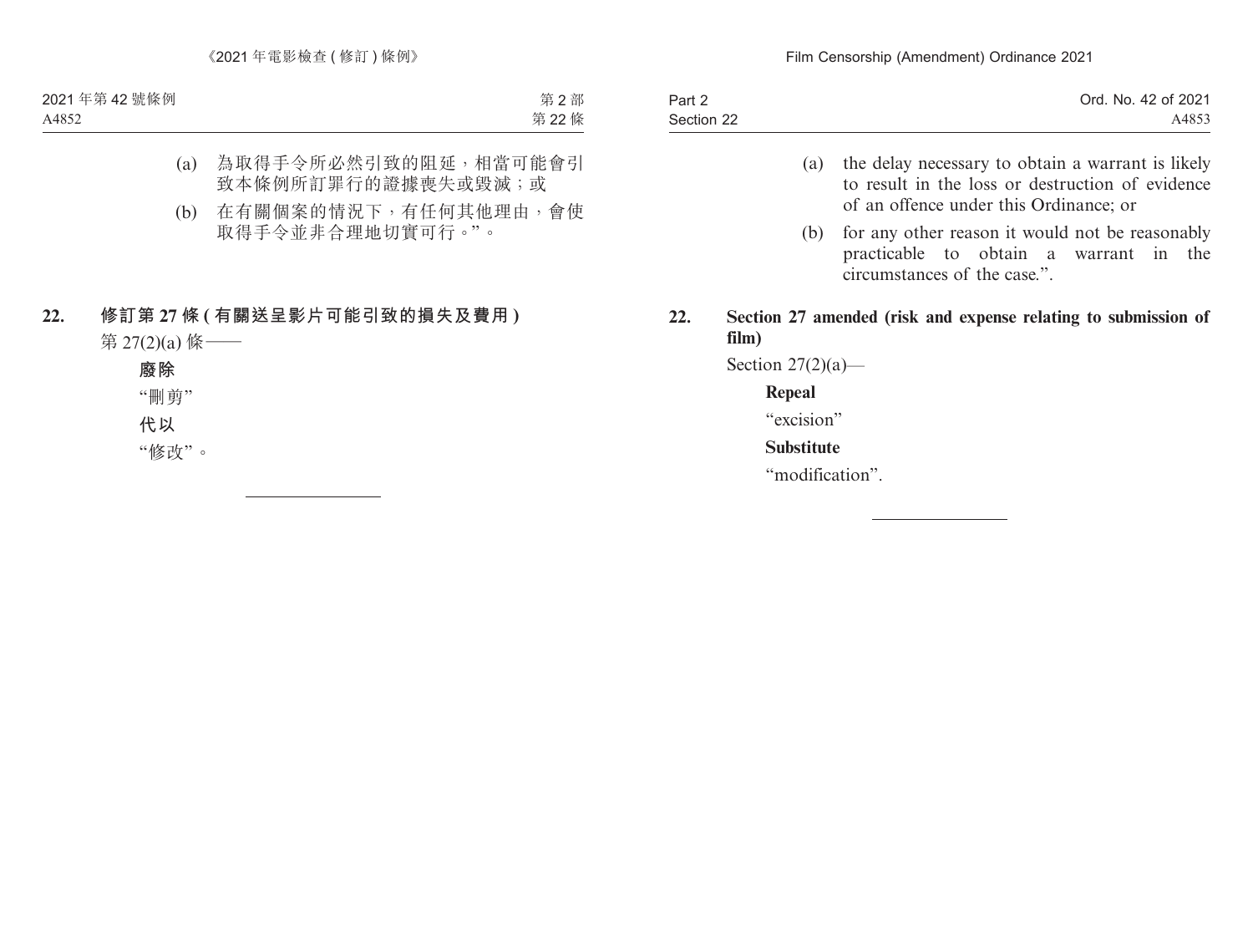(a) 為取得手令所必然引致的阻延，相當可能會引致本條例所訂罪行的證據喪失或毀滅；或

(b) 在有關個案的情況下，有任何其他理由，會使取得手令並非合理地切實可行。”。

## 22. 修訂第 27 條 (有關送呈影片可能引致的損失及費用)

第 27(2)(a) 條——

**廢除**

“刪剪”

**代以**

“修改”。

---

(a) the delay necessary to obtain a warrant is likely to result in the loss or destruction of evidence of an offence under this Ordinance; or

(b) for any other reason it would not be reasonably practicable to obtain a warrant in the circumstances of the case.”.

## 22. Section 27 amended (risk and expense relating to submission of film)

Section 27(2)(a)—

**Repeal**

“excision”

**Substitute**

“modification”.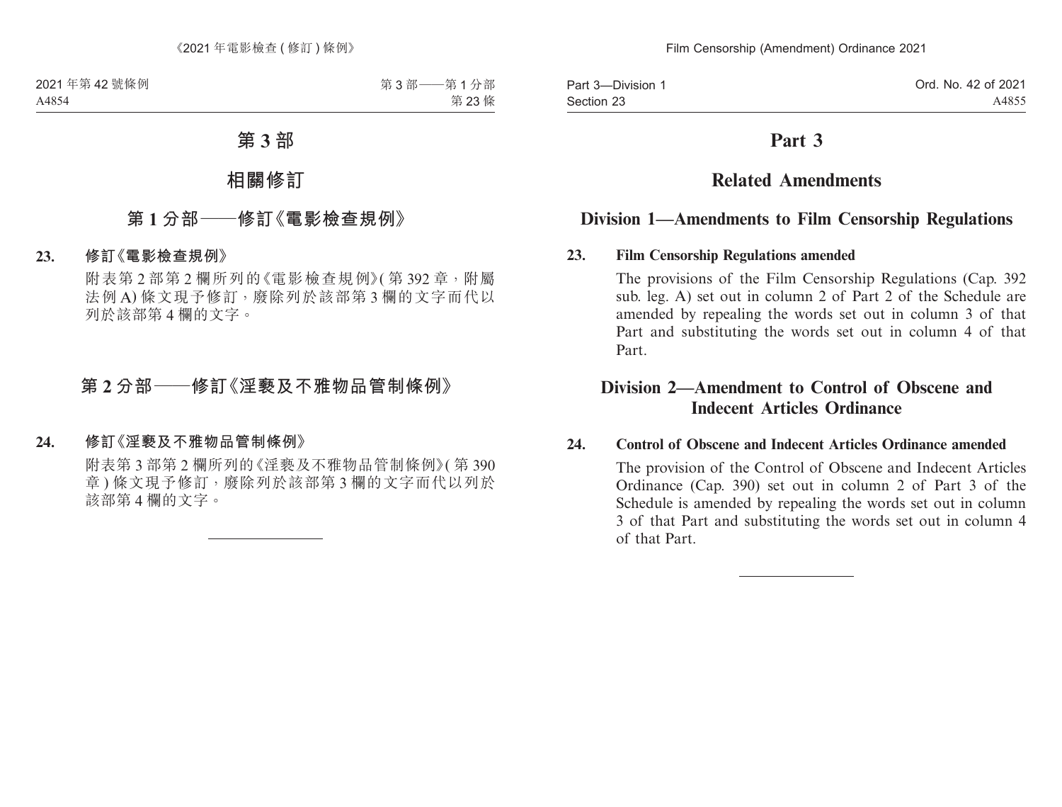# 第 3 部

## 相關修訂

### 第 1 分部——修訂《電影檢查規例》

**23. 修訂《電影檢查規例》**

附表第 2 部第 2 欄所列的《電影檢查規例》(第 392 章，附屬法例 A) 條文現予修訂，廢除列於該部第 3 欄的文字而代以列於該部第 4 欄的文字。

### 第 2 分部——修訂《淫褻及不雅物品管制條例》

**24. 修訂《淫褻及不雅物品管制條例》**

附表第 3 部第 2 欄所列的《淫褻及不雅物品管制條例》(第 390 章) 條文現予修訂，廢除列於該部第 3 欄的文字而代以列於該部第 4 欄的文字。

---

# Part 3

## Related Amendments

### Division 1—Amendments to Film Censorship Regulations

**23. Film Censorship Regulations amended**

The provisions of the Film Censorship Regulations (Cap. 392 sub. leg. A) set out in column 2 of Part 2 of the Schedule are amended by repealing the words set out in column 3 of that Part and substituting the words set out in column 4 of that Part.

### Division 2—Amendment to Control of Obscene and Indecent Articles Ordinance

**24. Control of Obscene and Indecent Articles Ordinance amended**

The provision of the Control of Obscene and Indecent Articles Ordinance (Cap. 390) set out in column 2 of Part 3 of the Schedule is amended by repealing the words set out in column 3 of that Part and substituting the words set out in column 4 of that Part.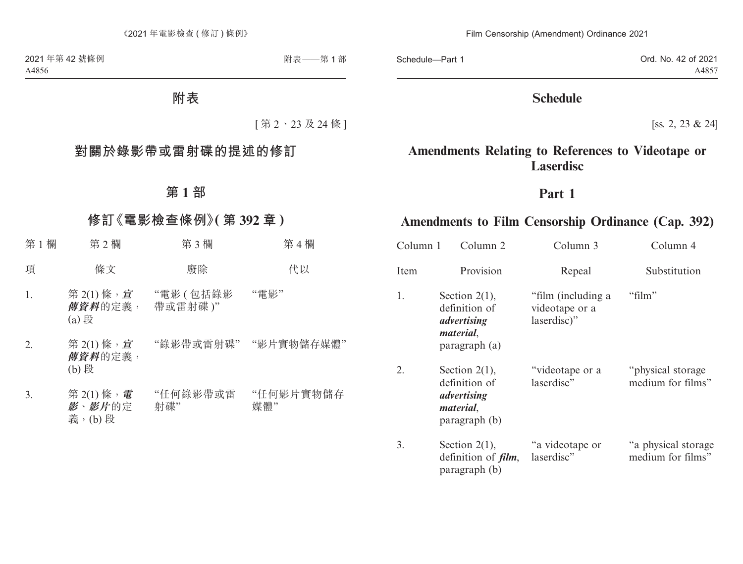# 附表

[第 2、23 及 24 條]

# 對關於錄影帶或雷射碟的提述的修訂

## 第 1 部

## 修訂《電影檢查條例》(第 392 章)

| 第 1 欄 | 第 2 欄 | 第 3 欄 | 第 4 欄 |
|---|---|---|---|
| 項 | 條文 | 廢除 | 代以 |
| 1. | 第 2(1) 條，***宣傳資料***的定義，(a) 段 | “電影 (包括錄影帶或雷射碟)” | “電影” |
| 2. | 第 2(1) 條，***宣傳資料***的定義，(b) 段 | “錄影帶或雷射碟” | “影片實物儲存媒體” |
| 3. | 第 2(1) 條，***電影、影片***的定義，(b) 段 | “任何錄影帶或雷射碟” | “任何影片實物儲存媒體” |

# Schedule

[ss. 2, 23 & 24]

# Amendments Relating to References to Videotape or Laserdisc

## Part 1

## Amendments to Film Censorship Ordinance (Cap. 392)

| Column 1 | Column 2 | Column 3 | Column 4 |
|---|---|---|---|
| Item | Provision | Repeal | Substitution |
| 1. | Section 2(1), definition of ***advertising material***, paragraph (a) | “film (including a videotape or a laserdisc)” | “film” |
| 2. | Section 2(1), definition of ***advertising material***, paragraph (b) | “videotape or a laserdisc” | “physical storage medium for films” |
| 3. | Section 2(1), definition of ***film***, paragraph (b) | “a videotape or laserdisc” | “a physical storage medium for films” |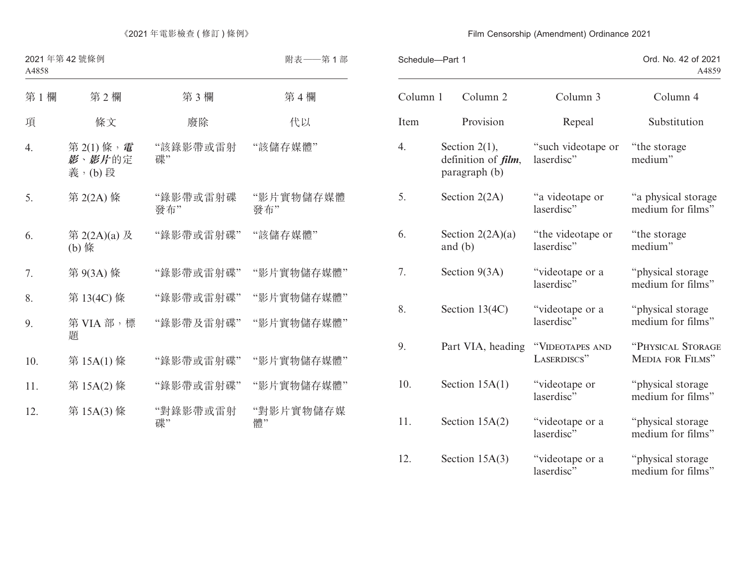| 第 1 欄 | 第 2 欄 | 第 3 欄 | 第 4 欄 |
|---|---|---|---|
| 項 | 條文 | 廢除 | 代以 |
| 4. | 第 2(1) 條，***電影***、***影片***的定義，(b) 段 | “該錄影帶或雷射碟” | “該儲存媒體” |
| 5. | 第 2(2A) 條 | “錄影帶或雷射碟發布” | “影片實物儲存媒體發布” |
| 6. | 第 2(2A)(a) 及 (b) 條 | “錄影帶或雷射碟” | “該儲存媒體” |
| 7. | 第 9(3A) 條 | “錄影帶或雷射碟” | “影片實物儲存媒體” |
| 8. | 第 13(4C) 條 | “錄影帶或雷射碟” | “影片實物儲存媒體” |
| 9. | 第 VIA 部，標題 | “錄影帶及雷射碟” | “影片實物儲存媒體” |
| 10. | 第 15A(1) 條 | “錄影帶或雷射碟” | “影片實物儲存媒體” |
| 11. | 第 15A(2) 條 | “錄影帶或雷射碟” | “影片實物儲存媒體” |
| 12. | 第 15A(3) 條 | “對錄影帶或雷射碟” | “對影片實物儲存媒體” |

| Column 1 | Column 2 | Column 3 | Column 4 |
|---|---|---|---|
| Item | Provision | Repeal | Substitution |
| 4. | Section 2(1), definition of ***film***, paragraph (b) | “such videotape or laserdisc” | “the storage medium” |
| 5. | Section 2(2A) | “a videotape or laserdisc” | “a physical storage medium for films” |
| 6. | Section 2(2A)(a) and (b) | “the videotape or laserdisc” | “the storage medium” |
| 7. | Section 9(3A) | “videotape or a laserdisc” | “physical storage medium for films” |
| 8. | Section 13(4C) | “videotape or a laserdisc” | “physical storage medium for films” |
| 9. | Part VIA, heading | “VIDEOTAPES AND LASERDISCS” | “PHYSICAL STORAGE MEDIA FOR FILMS” |
| 10. | Section 15A(1) | “videotape or laserdisc” | “physical storage medium for films” |
| 11. | Section 15A(2) | “videotape or a laserdisc” | “physical storage medium for films” |
| 12. | Section 15A(3) | “videotape or a laserdisc” | “physical storage medium for films” |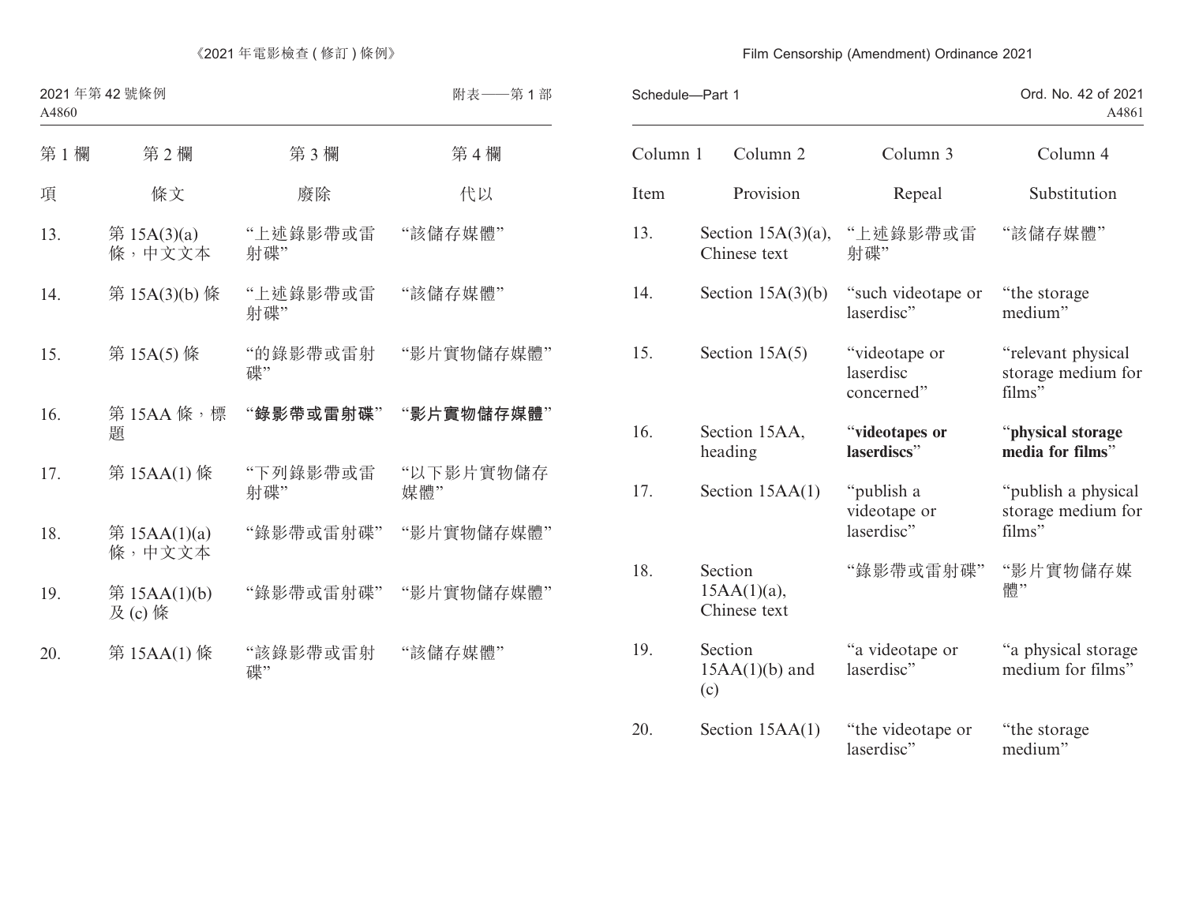《2021 年電影檢查 (修訂) 條例》

2021 年第 42 號條例

附表——第 1 部

| 第 1 欄 | 第 2 欄 | 第 3 欄 | 第 4 欄 |
|---|---|---|---|
| 項 | 條文 | 廢除 | 代以 |
| 13. | 第 15A(3)(a) 條，中文文本 | “上述錄影帶或雷射碟” | “該儲存媒體” |
| 14. | 第 15A(3)(b) 條 | “上述錄影帶或雷射碟” | “該儲存媒體” |
| 15. | 第 15A(5) 條 | “的錄影帶或雷射碟” | “影片實物儲存媒體” |
| 16. | 第 15AA 條，標題 | “**錄影帶或雷射碟**” | “**影片實物儲存媒體**” |
| 17. | 第 15AA(1) 條 | “下列錄影帶或雷射碟” | “以下影片實物儲存媒體” |
| 18. | 第 15AA(1)(a) 條，中文文本 | “錄影帶或雷射碟” | “影片實物儲存媒體” |
| 19. | 第 15AA(1)(b) 及 (c) 條 | “錄影帶或雷射碟” | “影片實物儲存媒體” |
| 20. | 第 15AA(1) 條 | “該錄影帶或雷射碟” | “該儲存媒體” |

Film Censorship (Amendment) Ordinance 2021

Schedule—Part 1

Ord. No. 42 of 2021

| Column 1 | Column 2 | Column 3 | Column 4 |
|---|---|---|---|
| Item | Provision | Repeal | Substitution |
| 13. | Section 15A(3)(a), Chinese text | “上述錄影帶或雷射碟” | “該儲存媒體” |
| 14. | Section 15A(3)(b) | “such videotape or laserdisc” | “the storage medium” |
| 15. | Section 15A(5) | “videotape or laserdisc concerned” | “relevant physical storage medium for films” |
| 16. | Section 15AA, heading | “**videotapes or laserdiscs**” | “**physical storage media for films**” |
| 17. | Section 15AA(1) | “publish a videotape or laserdisc” | “publish a physical storage medium for films” |
| 18. | Section 15AA(1)(a), Chinese text | “錄影帶或雷射碟” | “影片實物儲存媒體” |
| 19. | Section 15AA(1)(b) and (c) | “a videotape or laserdisc” | “a physical storage medium for films” |
| 20. | Section 15AA(1) | “the videotape or laserdisc” | “the storage medium” |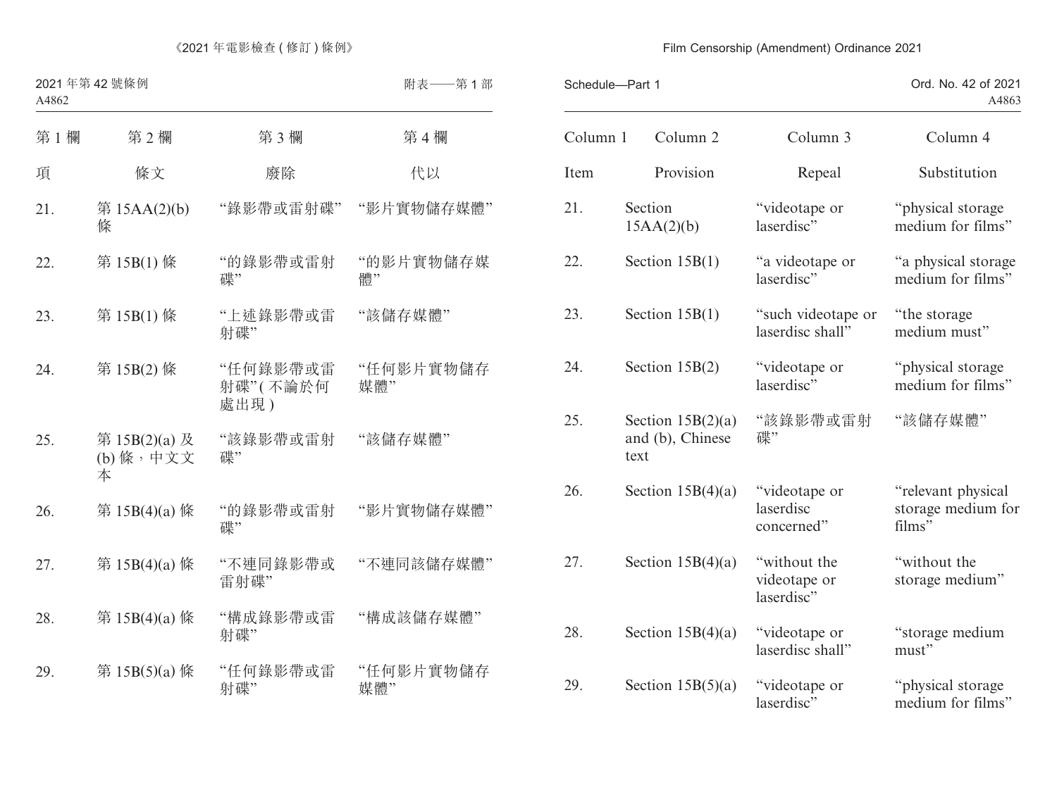| 第 1 欄 | 第 2 欄 | 第 3 欄 | 第 4 欄 |
|---|---|---|---|
| 項 | 條文 | 廢除 | 代以 |
| 21. | 第 15AA(2)(b) 條 | “錄影帶或雷射碟” | “影片實物儲存媒體” |
| 22. | 第 15B(1) 條 | “的錄影帶或雷射碟” | “的影片實物儲存媒體” |
| 23. | 第 15B(1) 條 | “上述錄影帶或雷射碟” | “該儲存媒體” |
| 24. | 第 15B(2) 條 | “任何錄影帶或雷射碟”(不論於何處出現) | “任何影片實物儲存媒體” |
| 25. | 第 15B(2)(a) 及 (b) 條，中文文本 | “該錄影帶或雷射碟” | “該儲存媒體” |
| 26. | 第 15B(4)(a) 條 | “的錄影帶或雷射碟” | “影片實物儲存媒體” |
| 27. | 第 15B(4)(a) 條 | “不連同錄影帶或雷射碟” | “不連同該儲存媒體” |
| 28. | 第 15B(4)(a) 條 | “構成錄影帶或雷射碟” | “構成該儲存媒體” |
| 29. | 第 15B(5)(a) 條 | “任何錄影帶或雷射碟” | “任何影片實物儲存媒體” |

| Column 1 | Column 2 | Column 3 | Column 4 |
|---|---|---|---|
| Item | Provision | Repeal | Substitution |
| 21. | Section 15AA(2)(b) | “videotape or laserdisc” | “physical storage medium for films” |
| 22. | Section 15B(1) | “a videotape or laserdisc” | “a physical storage medium for films” |
| 23. | Section 15B(1) | “such videotape or laserdisc shall” | “the storage medium must” |
| 24. | Section 15B(2) | “videotape or laserdisc” | “physical storage medium for films” |
| 25. | Section 15B(2)(a) and (b), Chinese text | “該錄影帶或雷射碟” | “該儲存媒體” |
| 26. | Section 15B(4)(a) | “videotape or laserdisc concerned” | “relevant physical storage medium for films” |
| 27. | Section 15B(4)(a) | “without the videotape or laserdisc” | “without the storage medium” |
| 28. | Section 15B(4)(a) | “videotape or laserdisc shall” | “storage medium must” |
| 29. | Section 15B(5)(a) | “videotape or laserdisc” | “physical storage medium for films” |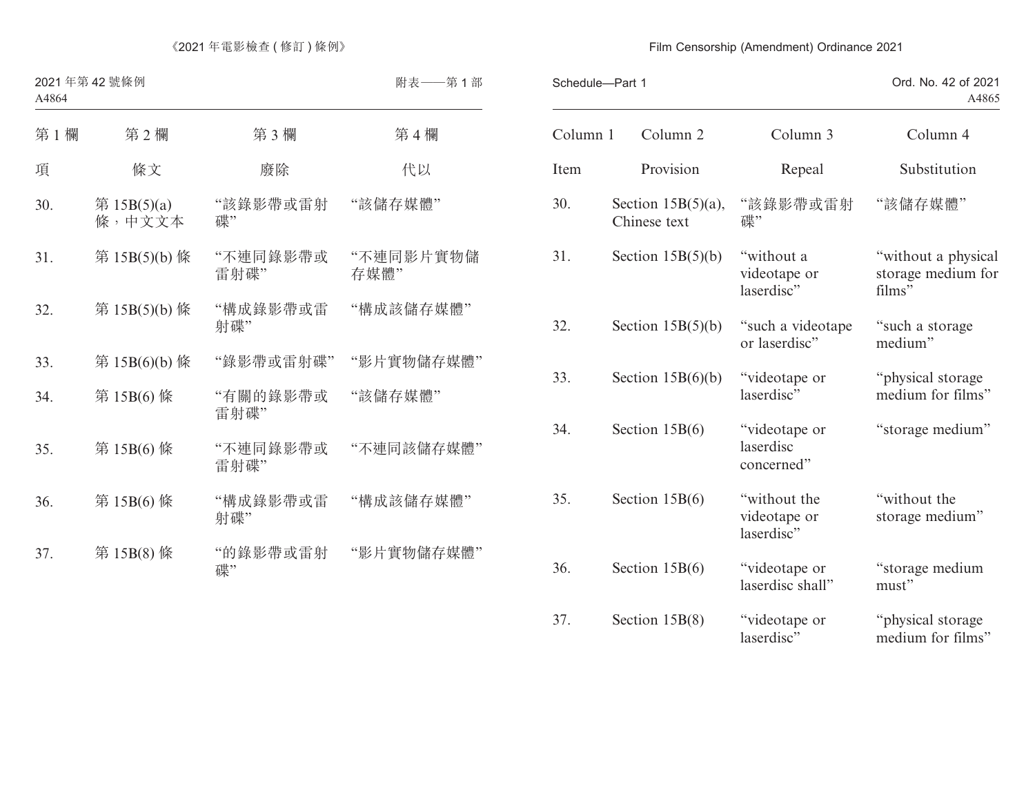附表——第 1 部

| 第 1 欄 | 第 2 欄 | 第 3 欄 | 第 4 欄 |
|---|---|---|---|
| 項 | 條文 | 廢除 | 代以 |
| 30. | 第 15B(5)(a) 條，中文文本 | “該錄影帶或雷射碟” | “該儲存媒體” |
| 31. | 第 15B(5)(b) 條 | “不連同錄影帶或雷射碟” | “不連同影片實物儲存媒體” |
| 32. | 第 15B(5)(b) 條 | “構成錄影帶或雷射碟” | “構成該儲存媒體” |
| 33. | 第 15B(6)(b) 條 | “錄影帶或雷射碟” | “影片實物儲存媒體” |
| 34. | 第 15B(6) 條 | “有關的錄影帶或雷射碟” | “該儲存媒體” |
| 35. | 第 15B(6) 條 | “不連同錄影帶或雷射碟” | “不連同該儲存媒體” |
| 36. | 第 15B(6) 條 | “構成錄影帶或雷射碟” | “構成該儲存媒體” |
| 37. | 第 15B(8) 條 | “的錄影帶或雷射碟” | “影片實物儲存媒體” |

Schedule—Part 1

| Column 1 | Column 2 | Column 3 | Column 4 |
|---|---|---|---|
| Item | Provision | Repeal | Substitution |
| 30. | Section 15B(5)(a), Chinese text | “該錄影帶或雷射碟” | “該儲存媒體” |
| 31. | Section 15B(5)(b) | “without a videotape or laserdisc” | “without a physical storage medium for films” |
| 32. | Section 15B(5)(b) | “such a videotape or laserdisc” | “such a storage medium” |
| 33. | Section 15B(6)(b) | “videotape or laserdisc” | “physical storage medium for films” |
| 34. | Section 15B(6) | “videotape or laserdisc concerned” | “storage medium” |
| 35. | Section 15B(6) | “without the videotape or laserdisc” | “without the storage medium” |
| 36. | Section 15B(6) | “videotape or laserdisc shall” | “storage medium must” |
| 37. | Section 15B(8) | “videotape or laserdisc” | “physical storage medium for films” |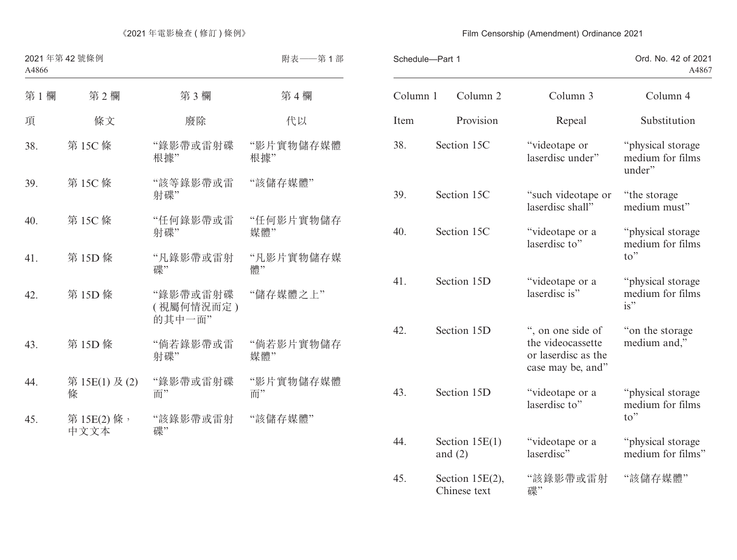| 第 1 欄 | 第 2 欄 | 第 3 欄 | 第 4 欄 |
|---|---|---|---|
| 項 | 條文 | 廢除 | 代以 |
| 38. | 第 15C 條 | “錄影帶或雷射碟根據” | “影片實物儲存媒體根據” |
| 39. | 第 15C 條 | “該等錄影帶或雷射碟” | “該儲存媒體” |
| 40. | 第 15C 條 | “任何錄影帶或雷射碟” | “任何影片實物儲存媒體” |
| 41. | 第 15D 條 | “凡錄影帶或雷射碟” | “凡影片實物儲存媒體” |
| 42. | 第 15D 條 | “錄影帶或雷射碟 (視屬何情況而定) 的其中一面” | “儲存媒體之上” |
| 43. | 第 15D 條 | “倘若錄影帶或雷射碟” | “倘若影片實物儲存媒體” |
| 44. | 第 15E(1) 及 (2) 條 | “錄影帶或雷射碟而” | “影片實物儲存媒體而” |
| 45. | 第 15E(2) 條，中文文本 | “該錄影帶或雷射碟” | “該儲存媒體” |

| Column 1 | Column 2 | Column 3 | Column 4 |
|---|---|---|---|
| Item | Provision | Repeal | Substitution |
| 38. | Section 15C | “videotape or laserdisc under” | “physical storage medium for films under” |
| 39. | Section 15C | “such videotape or laserdisc shall” | “the storage medium must” |
| 40. | Section 15C | “videotape or a laserdisc to” | “physical storage medium for films to” |
| 41. | Section 15D | “videotape or a laserdisc is” | “physical storage medium for films is” |
| 42. | Section 15D | “, on one side of the videocassette or laserdisc as the case may be, and” | “on the storage medium and,” |
| 43. | Section 15D | “videotape or a laserdisc to” | “physical storage medium for films to” |
| 44. | Section 15E(1) and (2) | “videotape or a laserdisc” | “physical storage medium for films” |
| 45. | Section 15E(2), Chinese text | “該錄影帶或雷射碟” | “該儲存媒體” |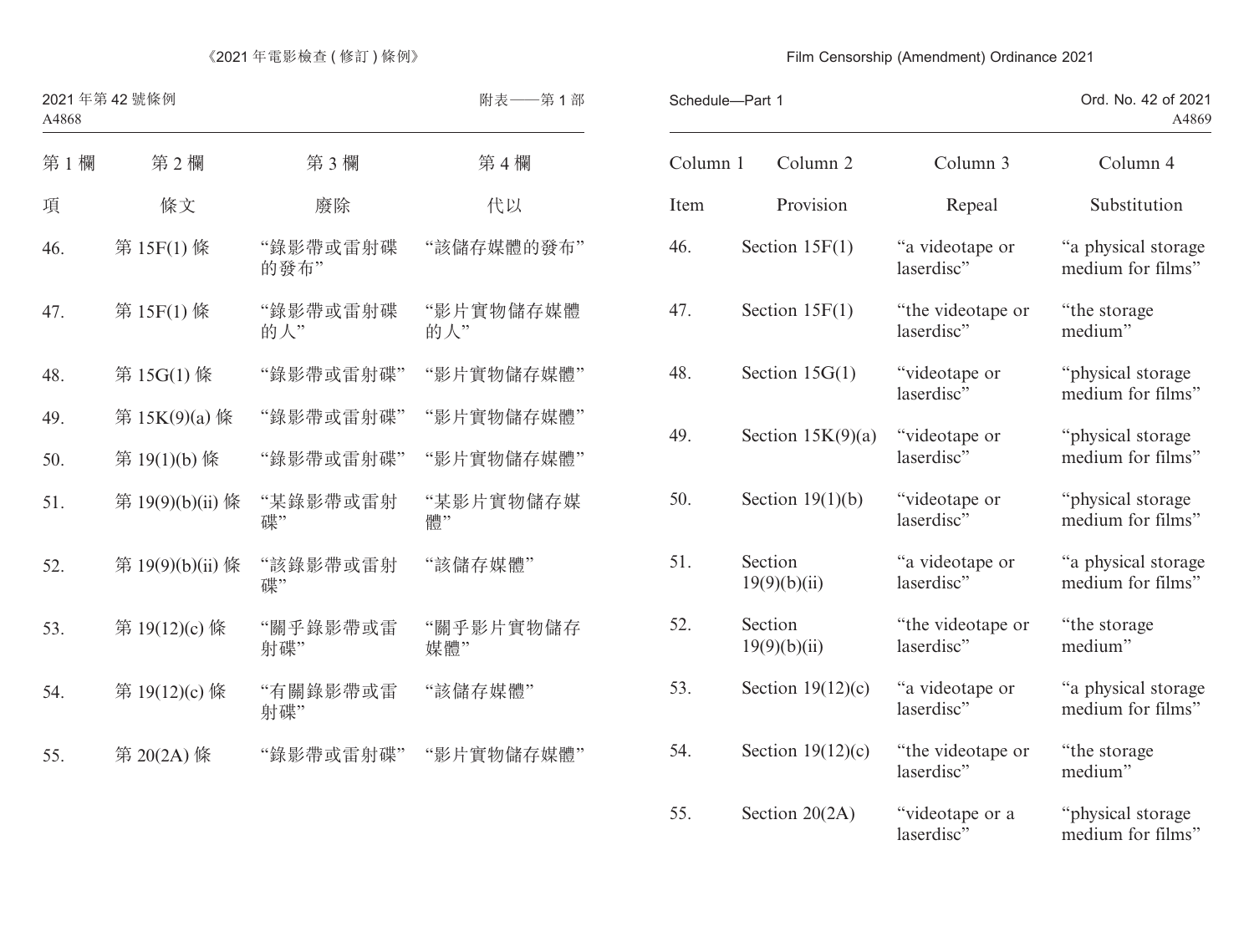| 第 1 欄 | 第 2 欄 | 第 3 欄 | 第 4 欄 |
|---|---|---|---|
| 項 | 條文 | 廢除 | 代以 |
| 46. | 第 15F(1) 條 | “錄影帶或雷射碟的發布” | “該儲存媒體的發布” |
| 47. | 第 15F(1) 條 | “錄影帶或雷射碟的人” | “影片實物儲存媒體的人” |
| 48. | 第 15G(1) 條 | “錄影帶或雷射碟” | “影片實物儲存媒體” |
| 49. | 第 15K(9)(a) 條 | “錄影帶或雷射碟” | “影片實物儲存媒體” |
| 50. | 第 19(1)(b) 條 | “錄影帶或雷射碟” | “影片實物儲存媒體” |
| 51. | 第 19(9)(b)(ii) 條 | “某錄影帶或雷射碟” | “某影片實物儲存媒體” |
| 52. | 第 19(9)(b)(ii) 條 | “該錄影帶或雷射碟” | “該儲存媒體” |
| 53. | 第 19(12)(c) 條 | “關乎錄影帶或雷射碟” | “關乎影片實物儲存媒體” |
| 54. | 第 19(12)(c) 條 | “有關錄影帶或雷射碟” | “該儲存媒體” |
| 55. | 第 20(2A) 條 | “錄影帶或雷射碟” | “影片實物儲存媒體” |

| Column 1 | Column 2 | Column 3 | Column 4 |
|---|---|---|---|
| Item | Provision | Repeal | Substitution |
| 46. | Section 15F(1) | “a videotape or laserdisc” | “a physical storage medium for films” |
| 47. | Section 15F(1) | “the videotape or laserdisc” | “the storage medium” |
| 48. | Section 15G(1) | “videotape or laserdisc” | “physical storage medium for films” |
| 49. | Section 15K(9)(a) | “videotape or laserdisc” | “physical storage medium for films” |
| 50. | Section 19(1)(b) | “videotape or laserdisc” | “physical storage medium for films” |
| 51. | Section 19(9)(b)(ii) | “a videotape or laserdisc” | “a physical storage medium for films” |
| 52. | Section 19(9)(b)(ii) | “the videotape or laserdisc” | “the storage medium” |
| 53. | Section 19(12)(c) | “a videotape or laserdisc” | “a physical storage medium for films” |
| 54. | Section 19(12)(c) | “the videotape or laserdisc” | “the storage medium” |
| 55. | Section 20(2A) | “videotape or a laserdisc” | “physical storage medium for films” |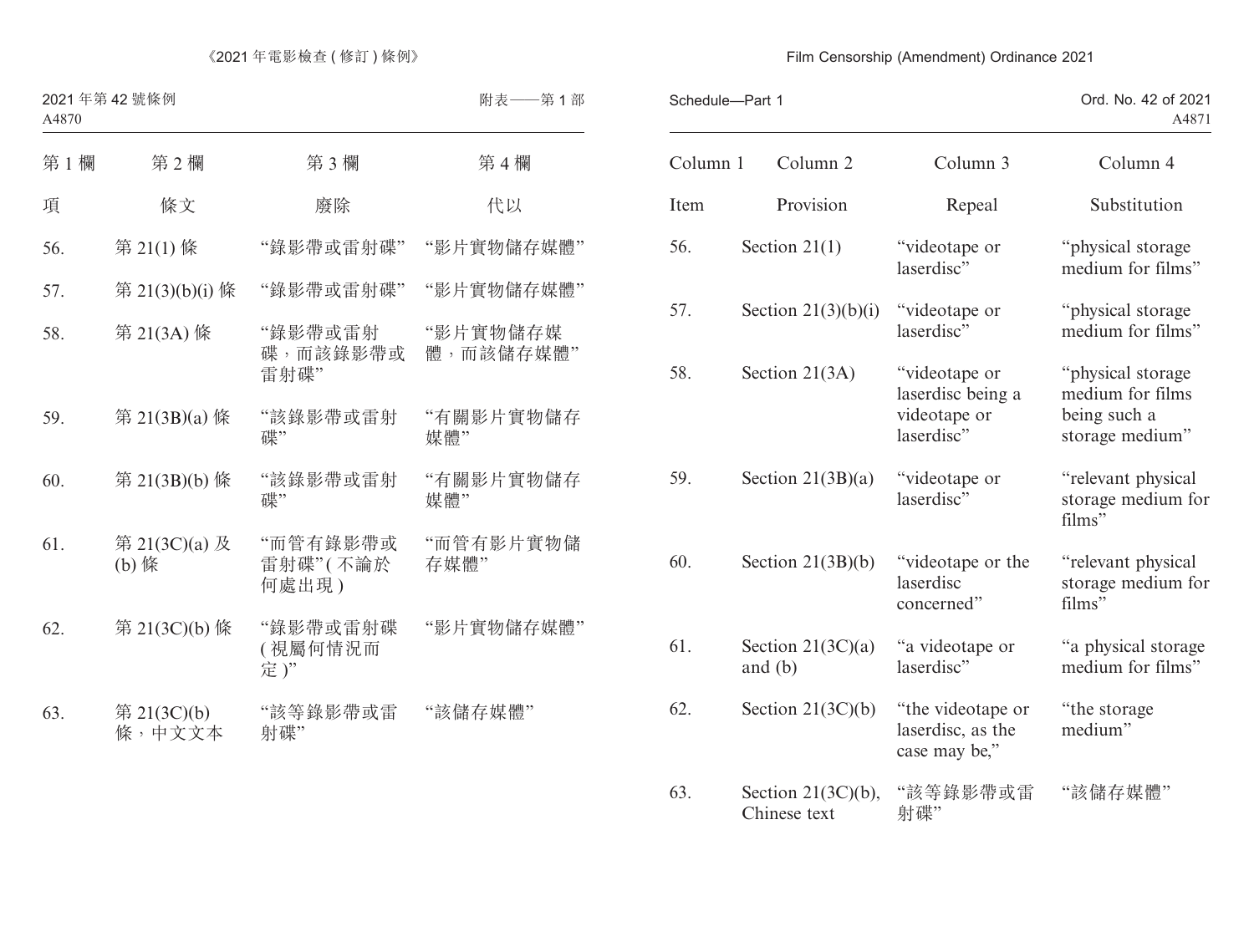《2021 年電影檢查 (修訂) 條例》

2021 年第 42 號條例

附表——第 1 部

| 第 1 欄 | 第 2 欄 | 第 3 欄 | 第 4 欄 |
|---|---|---|---|
| 項 | 條文 | 廢除 | 代以 |
| 56. | 第 21(1) 條 | “錄影帶或雷射碟” | “影片實物儲存媒體” |
| 57. | 第 21(3)(b)(i) 條 | “錄影帶或雷射碟” | “影片實物儲存媒體” |
| 58. | 第 21(3A) 條 | “錄影帶或雷射碟,而該錄影帶或雷射碟” | “影片實物儲存媒體,而該儲存媒體” |
| 59. | 第 21(3B)(a) 條 | “該錄影帶或雷射碟” | “有關影片實物儲存媒體” |
| 60. | 第 21(3B)(b) 條 | “該錄影帶或雷射碟” | “有關影片實物儲存媒體” |
| 61. | 第 21(3C)(a) 及 (b) 條 | “而管有錄影帶或雷射碟”(不論於何處出現) | “而管有影片實物儲存媒體” |
| 62. | 第 21(3C)(b) 條 | “錄影帶或雷射碟(視屬何情況而定)” | “影片實物儲存媒體” |
| 63. | 第 21(3C)(b) 條,中文文本 | “該等錄影帶或雷射碟” | “該儲存媒體” |

Film Censorship (Amendment) Ordinance 2021

Schedule—Part 1

Ord. No. 42 of 2021

| Column 1 | Column 2 | Column 3 | Column 4 |
|---|---|---|---|
| Item | Provision | Repeal | Substitution |
| 56. | Section 21(1) | “videotape or laserdisc” | “physical storage medium for films” |
| 57. | Section 21(3)(b)(i) | “videotape or laserdisc” | “physical storage medium for films” |
| 58. | Section 21(3A) | “videotape or laserdisc being a videotape or laserdisc” | “physical storage medium for films being such a storage medium” |
| 59. | Section 21(3B)(a) | “videotape or laserdisc” | “relevant physical storage medium for films” |
| 60. | Section 21(3B)(b) | “videotape or the laserdisc concerned” | “relevant physical storage medium for films” |
| 61. | Section 21(3C)(a) and (b) | “a videotape or laserdisc” | “a physical storage medium for films” |
| 62. | Section 21(3C)(b) | “the videotape or laserdisc, as the case may be,” | “the storage medium” |
| 63. | Section 21(3C)(b), Chinese text | “該等錄影帶或雷射碟” | “該儲存媒體” |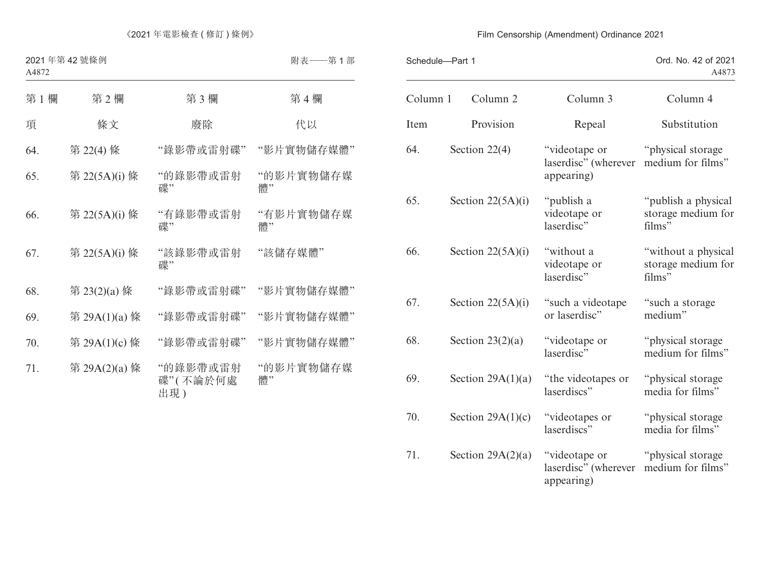| 第 1 欄 | 第 2 欄 | 第 3 欄 | 第 4 欄 |
|---|---|---|---|
| 項 | 條文 | 廢除 | 代以 |
| 64. | 第 22(4) 條 | “錄影帶或雷射碟” | “影片實物儲存媒體” |
| 65. | 第 22(5A)(i) 條 | “的錄影帶或雷射碟” | “的影片實物儲存媒體” |
| 66. | 第 22(5A)(i) 條 | “有錄影帶或雷射碟” | “有影片實物儲存媒體” |
| 67. | 第 22(5A)(i) 條 | “該錄影帶或雷射碟” | “該儲存媒體” |
| 68. | 第 23(2)(a) 條 | “錄影帶或雷射碟” | “影片實物儲存媒體” |
| 69. | 第 29A(1)(a) 條 | “錄影帶或雷射碟” | “影片實物儲存媒體” |
| 70. | 第 29A(1)(c) 條 | “錄影帶或雷射碟” | “影片實物儲存媒體” |
| 71. | 第 29A(2)(a) 條 | “的錄影帶或雷射碟”(不論於何處出現) | “的影片實物儲存媒體” |

| Column 1 | Column 2 | Column 3 | Column 4 |
|---|---|---|---|
| Item | Provision | Repeal | Substitution |
| 64. | Section 22(4) | “videotape or laserdisc” (wherever appearing) | “physical storage medium for films” |
| 65. | Section 22(5A)(i) | “publish a videotape or laserdisc” | “publish a physical storage medium for films” |
| 66. | Section 22(5A)(i) | “without a videotape or laserdisc” | “without a physical storage medium for films” |
| 67. | Section 22(5A)(i) | “such a videotape or laserdisc” | “such a storage medium” |
| 68. | Section 23(2)(a) | “videotape or laserdisc” | “physical storage medium for films” |
| 69. | Section 29A(1)(a) | “the videotapes or laserdiscs” | “physical storage media for films” |
| 70. | Section 29A(1)(c) | “videotapes or laserdiscs” | “physical storage media for films” |
| 71. | Section 29A(2)(a) | “videotape or laserdisc” (wherever appearing) | “physical storage medium for films” |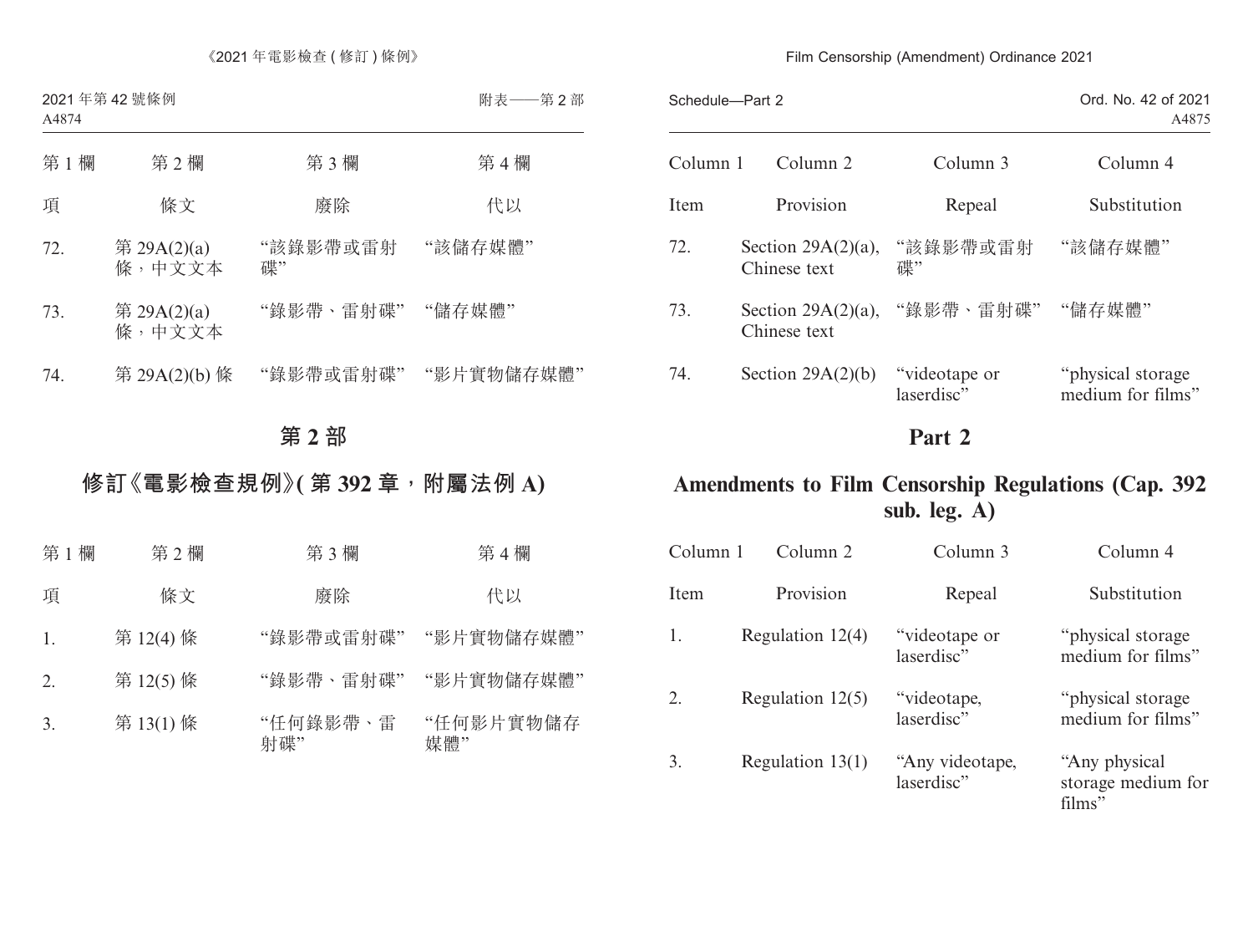| 第 1 欄 | 第 2 欄 | 第 3 欄 | 第 4 欄 |
|---|---|---|---|
| 項 | 條文 | 廢除 | 代以 |
| 72. | 第 29A(2)(a) 條，中文文本 | “該錄影帶或雷射碟” | “該儲存媒體” |
| 73. | 第 29A(2)(a) 條，中文文本 | “錄影帶、雷射碟” | “儲存媒體” |
| 74. | 第 29A(2)(b) 條 | “錄影帶或雷射碟” | “影片實物儲存媒體” |

# 第 2 部

## 修訂《電影檢查規例》(第 392 章，附屬法例 A)

| 第 1 欄 | 第 2 欄 | 第 3 欄 | 第 4 欄 |
|---|---|---|---|
| 項 | 條文 | 廢除 | 代以 |
| 1. | 第 12(4) 條 | “錄影帶或雷射碟” | “影片實物儲存媒體” |
| 2. | 第 12(5) 條 | “錄影帶、雷射碟” | “影片實物儲存媒體” |
| 3. | 第 13(1) 條 | “任何錄影帶、雷射碟” | “任何影片實物儲存媒體” |

| Column 1 | Column 2 | Column 3 | Column 4 |
|---|---|---|---|
| Item | Provision | Repeal | Substitution |
| 72. | Section 29A(2)(a), Chinese text | “該錄影帶或雷射碟” | “該儲存媒體” |
| 73. | Section 29A(2)(a), Chinese text | “錄影帶、雷射碟” | “儲存媒體” |
| 74. | Section 29A(2)(b) | “videotape or laserdisc” | “physical storage medium for films” |

# Part 2

## Amendments to Film Censorship Regulations (Cap. 392 sub. leg. A)

| Column 1 | Column 2 | Column 3 | Column 4 |
|---|---|---|---|
| Item | Provision | Repeal | Substitution |
| 1. | Regulation 12(4) | “videotape or laserdisc” | “physical storage medium for films” |
| 2. | Regulation 12(5) | “videotape, laserdisc” | “physical storage medium for films” |
| 3. | Regulation 13(1) | “Any videotape, laserdisc” | “Any physical storage medium for films” |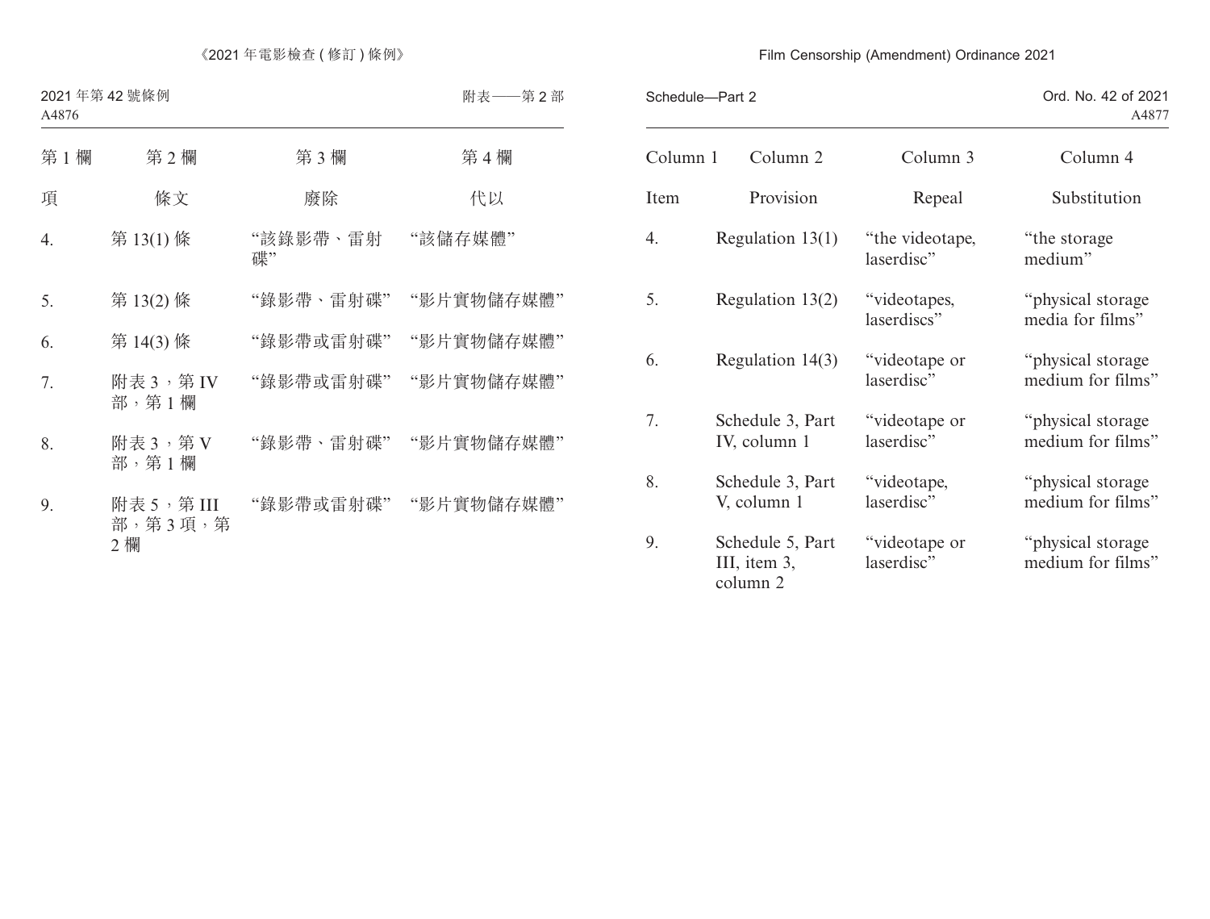| 第 1 欄 | 第 2 欄 | 第 3 欄 | 第 4 欄 |
|---|---|---|---|
| 項 | 條文 | 廢除 | 代以 |
| 4. | 第 13(1) 條 | “該錄影帶、雷射碟” | “該儲存媒體” |
| 5. | 第 13(2) 條 | “錄影帶、雷射碟” | “影片實物儲存媒體” |
| 6. | 第 14(3) 條 | “錄影帶或雷射碟” | “影片實物儲存媒體” |
| 7. | 附表 3，第 IV 部，第 1 欄 | “錄影帶或雷射碟” | “影片實物儲存媒體” |
| 8. | 附表 3，第 V 部，第 1 欄 | “錄影帶、雷射碟” | “影片實物儲存媒體” |
| 9. | 附表 5，第 III 部，第 3 項，第 2 欄 | “錄影帶或雷射碟” | “影片實物儲存媒體” |

| Column 1 | Column 2 | Column 3 | Column 4 |
|---|---|---|---|
| Item | Provision | Repeal | Substitution |
| 4. | Regulation 13(1) | “the videotape, laserdisc” | “the storage medium” |
| 5. | Regulation 13(2) | “videotapes, laserdiscs” | “physical storage media for films” |
| 6. | Regulation 14(3) | “videotape or laserdisc” | “physical storage medium for films” |
| 7. | Schedule 3, Part IV, column 1 | “videotape or laserdisc” | “physical storage medium for films” |
| 8. | Schedule 3, Part V, column 1 | “videotape, laserdisc” | “physical storage medium for films” |
| 9. | Schedule 5, Part III, item 3, column 2 | “videotape or laserdisc” | “physical storage medium for films” |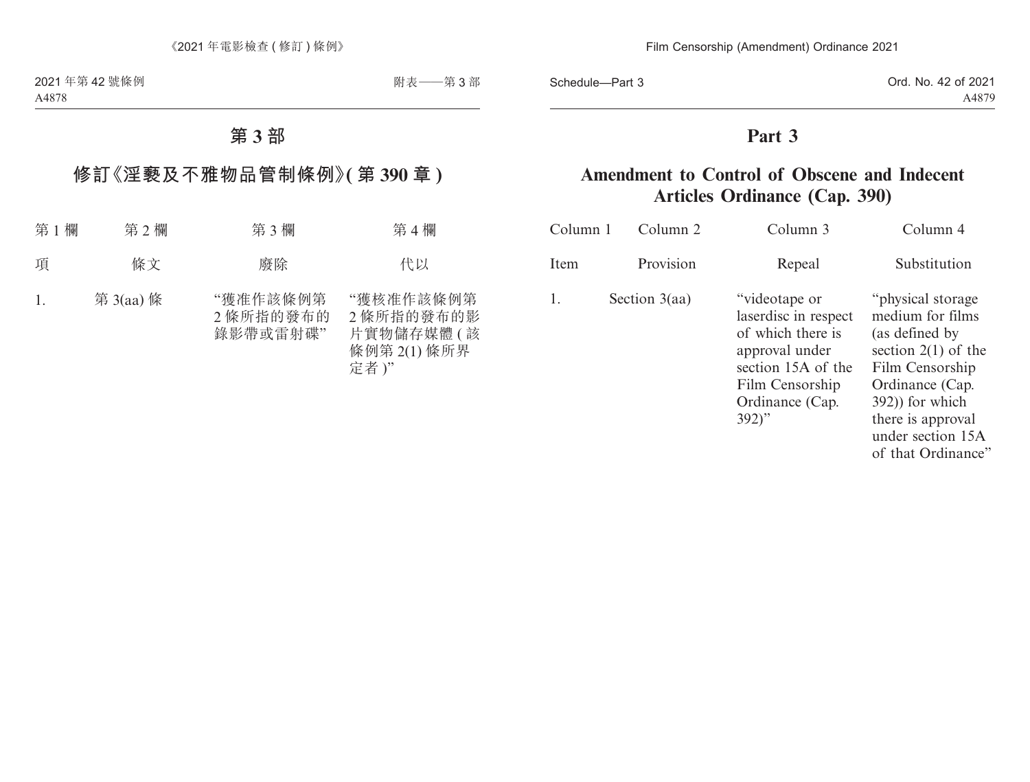# 第 3 部

## 修訂《淫褻及不雅物品管制條例》(第 390 章)

| 第 1 欄 | 第 2 欄 | 第 3 欄 | 第 4 欄 |
|---|---|---|---|
| 項 | 條文 | 廢除 | 代以 |
| 1. | 第 3(aa) 條 | “獲准作該條例第 2 條所指的發布的錄影帶或雷射碟” | “獲核准作該條例第 2 條所指的發布的影片實物儲存媒體 (該條例第 2(1) 條所界定者)” |

# Part 3

## Amendment to Control of Obscene and Indecent Articles Ordinance (Cap. 390)

| Column 1 | Column 2 | Column 3 | Column 4 |
|---|---|---|---|
| Item | Provision | Repeal | Substitution |
| 1. | Section 3(aa) | “videotape or laserdisc in respect of which there is approval under section 15A of the Film Censorship Ordinance (Cap. 392)” | “physical storage medium for films (as defined by section 2(1) of the Film Censorship Ordinance (Cap. 392)) for which there is approval under section 15A of that Ordinance” |